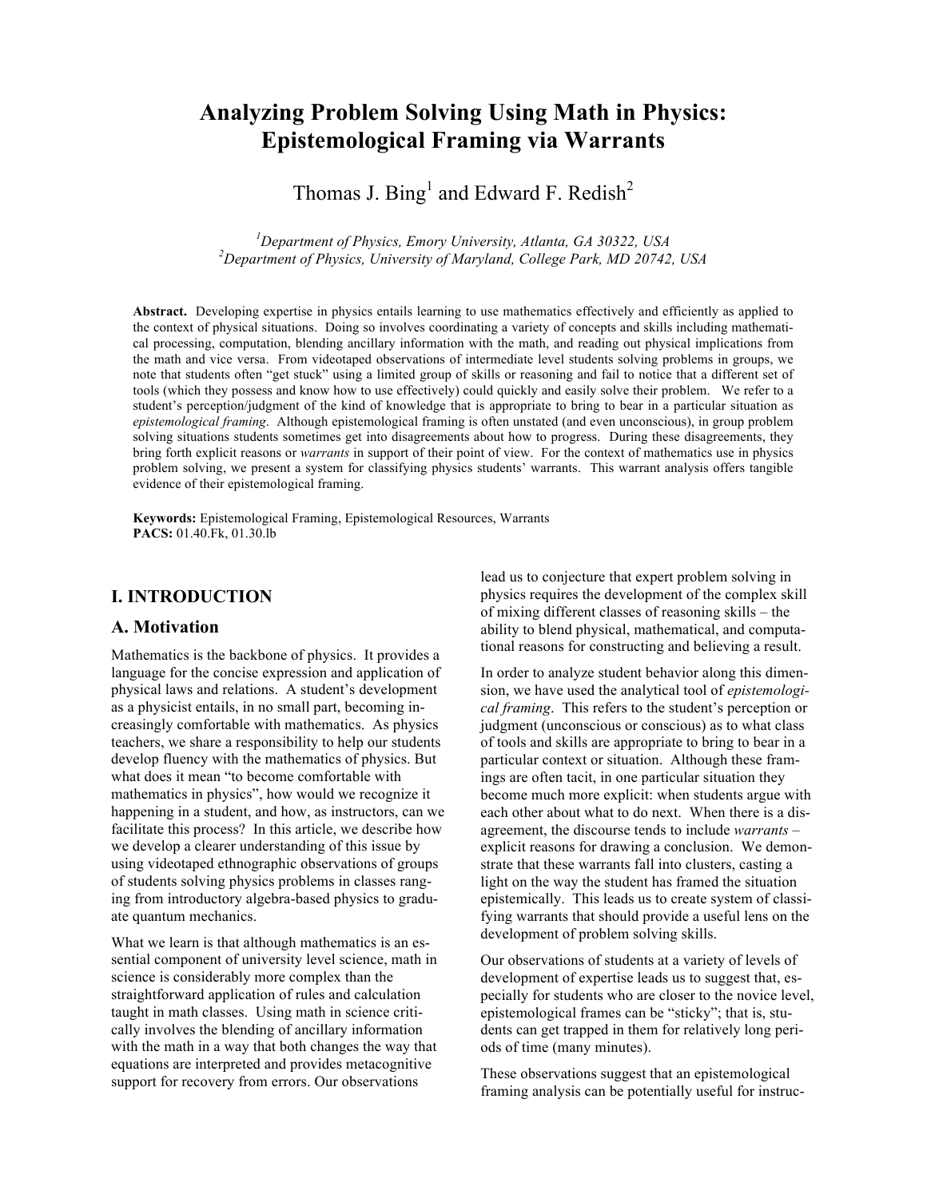# Analyzing Problem Solving Using Math in Physics: Epistemological Framing via Warrants

Thomas J. Bing[1] and Edward F. Redish[2]

[1]*Department of Physics, Emory University, Atlanta, GA 30322, USA*
[2]*Department of Physics, University of Maryland, College Park, MD 20742, USA*

**Abstract.** Developing expertise in physics entails learning to use mathematics effectively and efficiently as applied to the context of physical situations. Doing so involves coordinating a variety of concepts and skills including mathematical processing, computation, blending ancillary information with the math, and reading out physical implications from the math and vice versa. From videotaped observations of intermediate level students solving problems in groups, we note that students often "get stuck" using a limited group of skills or reasoning and fail to notice that a different set of tools (which they possess and know how to use effectively) could quickly and easily solve their problem. We refer to a student's perception/judgment of the kind of knowledge that is appropriate to bring to bear in a particular situation as *epistemological framing*. Although epistemological framing is often unstated (and even unconscious), in group problem solving situations students sometimes get into disagreements about how to progress. During these disagreements, they bring forth explicit reasons or *warrants* in support of their point of view. For the context of mathematics use in physics problem solving, we present a system for classifying physics students' warrants. This warrant analysis offers tangible evidence of their epistemological framing.

**Keywords:** Epistemological Framing, Epistemological Resources, Warrants
**PACS:** 01.40.Fk, 01.30.lb

## I. INTRODUCTION

### A. Motivation

Mathematics is the backbone of physics. It provides a language for the concise expression and application of physical laws and relations. A student's development as a physicist entails, in no small part, becoming increasingly comfortable with mathematics. As physics teachers, we share a responsibility to help our students develop fluency with the mathematics of physics. But what does it mean "to become comfortable with mathematics in physics", how would we recognize it happening in a student, and how, as instructors, can we facilitate this process? In this article, we describe how we develop a clearer understanding of this issue by using videotaped ethnographic observations of groups of students solving physics problems in classes ranging from introductory algebra-based physics to graduate quantum mechanics.

What we learn is that although mathematics is an essential component of university level science, math in science is considerably more complex than the straightforward application of rules and calculation taught in math classes. Using math in science critically involves the blending of ancillary information with the math in a way that both changes the way that equations are interpreted and provides metacognitive support for recovery from errors. Our observations lead us to conjecture that expert problem solving in physics requires the development of the complex skill of mixing different classes of reasoning skills – the ability to blend physical, mathematical, and computational reasons for constructing and believing a result.

In order to analyze student behavior along this dimension, we have used the analytical tool of *epistemological framing*. This refers to the student's perception or judgment (unconscious or conscious) as to what class of tools and skills are appropriate to bring to bear in a particular context or situation. Although these framings are often tacit, in one particular situation they become much more explicit: when students argue with each other about what to do next. When there is a disagreement, the discourse tends to include *warrants* – explicit reasons for drawing a conclusion. We demonstrate that these warrants fall into clusters, casting a light on the way the student has framed the situation epistemically. This leads us to create system of classifying warrants that should provide a useful lens on the development of problem solving skills.

Our observations of students at a variety of levels of development of expertise leads us to suggest that, especially for students who are closer to the novice level, epistemological frames can be "sticky"; that is, students can get trapped in them for relatively long periods of time (many minutes).

These observations suggest that an epistemological framing analysis can be potentially useful for instruc-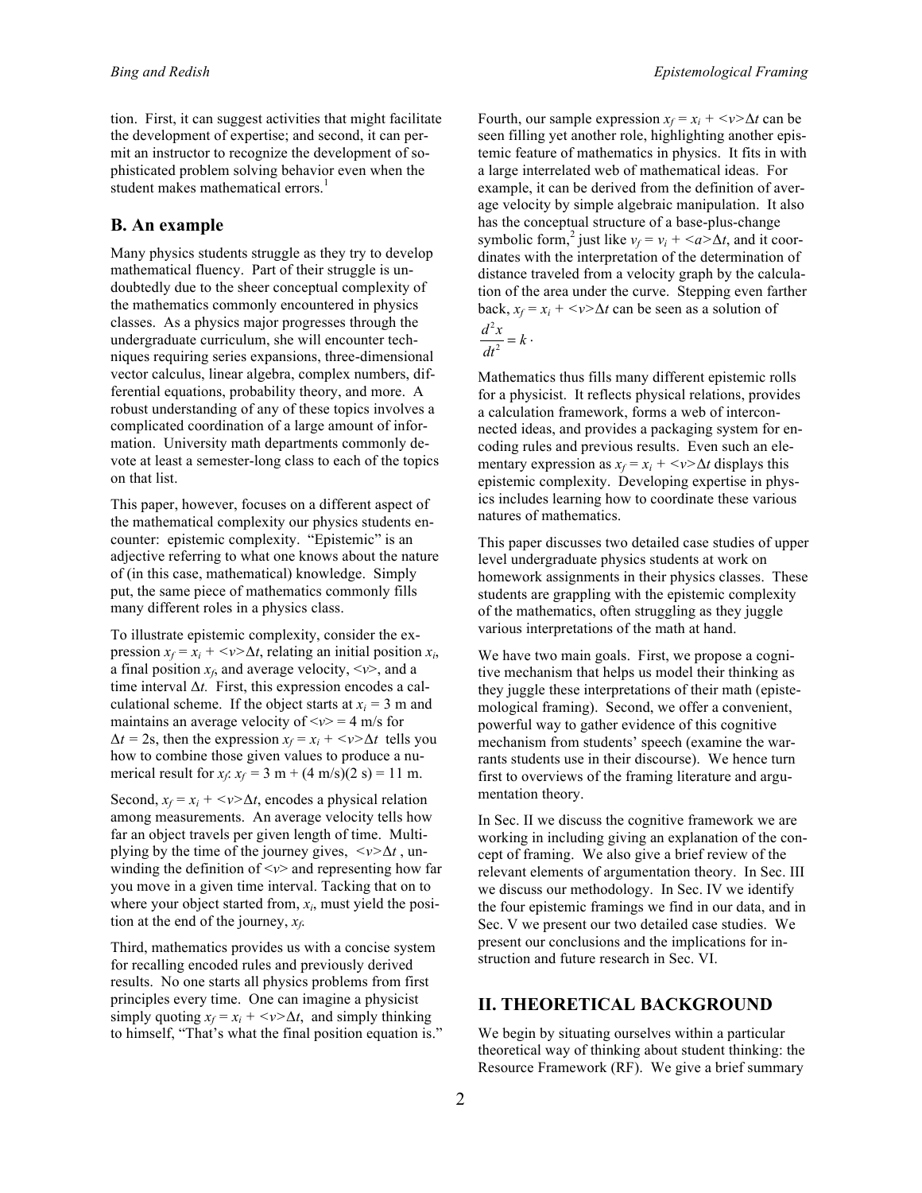tion. First, it can suggest activities that might facilitate the development of expertise; and second, it can permit an instructor to recognize the development of sophisticated problem solving behavior even when the student makes mathematical errors.[1]

## B. An example

Many physics students struggle as they try to develop mathematical fluency. Part of their struggle is undoubtedly due to the sheer conceptual complexity of the mathematics commonly encountered in physics classes. As a physics major progresses through the undergraduate curriculum, she will encounter techniques requiring series expansions, three-dimensional vector calculus, linear algebra, complex numbers, differential equations, probability theory, and more. A robust understanding of any of these topics involves a complicated coordination of a large amount of information. University math departments commonly devote at least a semester-long class to each of the topics on that list.

This paper, however, focuses on a different aspect of the mathematical complexity our physics students encounter: epistemic complexity. "Epistemic" is an adjective referring to what one knows about the nature of (in this case, mathematical) knowledge. Simply put, the same piece of mathematics commonly fills many different roles in a physics class.

To illustrate epistemic complexity, consider the expression $x_f = x_i + \langle v \rangle \Delta t$, relating an initial position $x_i$, a final position $x_f$, and average velocity, $\langle v \rangle$, and a time interval $\Delta t$. First, this expression encodes a calculational scheme. If the object starts at $x_i = 3$ m and maintains an average velocity of $\langle v \rangle = 4$ m/s for $\Delta t = 2$s, then the expression $x_f = x_i + \langle v \rangle \Delta t$ tells you how to combine those given values to produce a numerical result for $x_f$: $x_f = 3 \text{ m} + (4 \text{ m/s})(2 \text{ s}) = 11 \text{ m}$.

Second, $x_f = x_i + \langle v \rangle \Delta t$, encodes a physical relation among measurements. An average velocity tells how far an object travels per given length of time. Multiplying by the time of the journey gives, $\langle v \rangle \Delta t$, unwinding the definition of $\langle v \rangle$ and representing how far you move in a given time interval. Tacking that on to where your object started from, $x_i$, must yield the position at the end of the journey, $x_f$.

Third, mathematics provides us with a concise system for recalling encoded rules and previously derived results. No one starts all physics problems from first principles every time. One can imagine a physicist simply quoting $x_f = x_i + \langle v \rangle \Delta t$, and simply thinking to himself, "That's what the final position equation is."

Fourth, our sample expression $x_f = x_i + \langle v \rangle \Delta t$ can be seen filling yet another role, highlighting another epistemic feature of mathematics in physics. It fits in with a large interrelated web of mathematical ideas. For example, it can be derived from the definition of average velocity by simple algebraic manipulation. It also has the conceptual structure of a base-plus-change symbolic form,[2] just like $v_f = v_i + \langle a \rangle \Delta t$, and it coordinates with the interpretation of the determination of distance traveled from a velocity graph by the calculation of the area under the curve. Stepping even farther back, $x_f = x_i + \langle v \rangle \Delta t$ can be seen as a solution of $\frac{d^2x}{dt^2} = k$.

Mathematics thus fills many different epistemic rolls for a physicist. It reflects physical relations, provides a calculation framework, forms a web of interconnected ideas, and provides a packaging system for encoding rules and previous results. Even such an elementary expression as $x_f = x_i + \langle v \rangle \Delta t$ displays this epistemic complexity. Developing expertise in physics includes learning how to coordinate these various natures of mathematics.

This paper discusses two detailed case studies of upper level undergraduate physics students at work on homework assignments in their physics classes. These students are grappling with the epistemic complexity of the mathematics, often struggling as they juggle various interpretations of the math at hand.

We have two main goals. First, we propose a cognitive mechanism that helps us model their thinking as they juggle these interpretations of their math (epistemological framing). Second, we offer a convenient, powerful way to gather evidence of this cognitive mechanism from students' speech (examine the warrants students use in their discourse). We hence turn first to overviews of the framing literature and argumentation theory.

In Sec. II we discuss the cognitive framework we are working in including giving an explanation of the concept of framing. We also give a brief review of the relevant elements of argumentation theory. In Sec. III we discuss our methodology. In Sec. IV we identify the four epistemic framings we find in our data, and in Sec. V we present our two detailed case studies. We present our conclusions and the implications for instruction and future research in Sec. VI.

# II. THEORETICAL BACKGROUND

We begin by situating ourselves within a particular theoretical way of thinking about student thinking: the Resource Framework (RF). We give a brief summary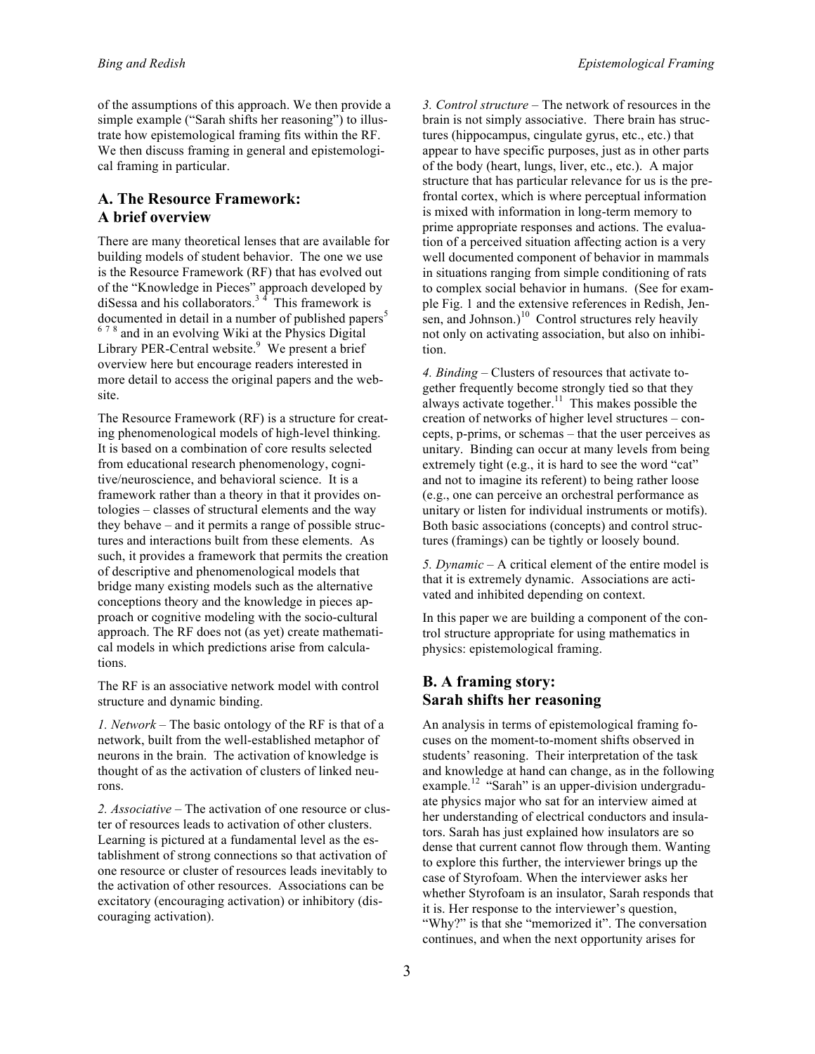of the assumptions of this approach. We then provide a simple example ("Sarah shifts her reasoning") to illustrate how epistemological framing fits within the RF. We then discuss framing in general and epistemological framing in particular.

## A. The Resource Framework: A brief overview

There are many theoretical lenses that are available for building models of student behavior. The one we use is the Resource Framework (RF) that has evolved out of the "Knowledge in Pieces" approach developed by diSessa and his collaborators.[3,4] This framework is documented in detail in a number of published papers[5,6,7,8] and in an evolving Wiki at the Physics Digital Library PER-Central website.[9] We present a brief overview here but encourage readers interested in more detail to access the original papers and the website.

The Resource Framework (RF) is a structure for creating phenomenological models of high-level thinking. It is based on a combination of core results selected from educational research phenomenology, cognitive/neuroscience, and behavioral science. It is a framework rather than a theory in that it provides ontologies – classes of structural elements and the way they behave – and it permits a range of possible structures and interactions built from these elements. As such, it provides a framework that permits the creation of descriptive and phenomenological models that bridge many existing models such as the alternative conceptions theory and the knowledge in pieces approach or cognitive modeling with the socio-cultural approach. The RF does not (as yet) create mathematical models in which predictions arise from calculations.

The RF is an associative network model with control structure and dynamic binding.

*1. Network* – The basic ontology of the RF is that of a network, built from the well-established metaphor of neurons in the brain. The activation of knowledge is thought of as the activation of clusters of linked neurons.

*2. Associative* – The activation of one resource or cluster of resources leads to activation of other clusters. Learning is pictured at a fundamental level as the establishment of strong connections so that activation of one resource or cluster of resources leads inevitably to the activation of other resources. Associations can be excitatory (encouraging activation) or inhibitory (discouraging activation).

*3. Control structure* – The network of resources in the brain is not simply associative. There brain has structures (hippocampus, cingulate gyrus, etc., etc.) that appear to have specific purposes, just as in other parts of the body (heart, lungs, liver, etc., etc.). A major structure that has particular relevance for us is the prefrontal cortex, which is where perceptual information is mixed with information in long-term memory to prime appropriate responses and actions. The evaluation of a perceived situation affecting action is a very well documented component of behavior in mammals in situations ranging from simple conditioning of rats to complex social behavior in humans. (See for example Fig. 1 and the extensive references in Redish, Jensen, and Johnson.)[10] Control structures rely heavily not only on activating association, but also on inhibition.

*4. Binding* – Clusters of resources that activate together frequently become strongly tied so that they always activate together.[11] This makes possible the creation of networks of higher level structures – concepts, p-prims, or schemas – that the user perceives as unitary. Binding can occur at many levels from being extremely tight (e.g., it is hard to see the word "cat" and not to imagine its referent) to being rather loose (e.g., one can perceive an orchestral performance as unitary or listen for individual instruments or motifs). Both basic associations (concepts) and control structures (framings) can be tightly or loosely bound.

*5. Dynamic* – A critical element of the entire model is that it is extremely dynamic. Associations are activated and inhibited depending on context.

In this paper we are building a component of the control structure appropriate for using mathematics in physics: epistemological framing.

## B. A framing story: Sarah shifts her reasoning

An analysis in terms of epistemological framing focuses on the moment-to-moment shifts observed in students' reasoning. Their interpretation of the task and knowledge at hand can change, as in the following example.[12] "Sarah" is an upper-division undergraduate physics major who sat for an interview aimed at her understanding of electrical conductors and insulators. Sarah has just explained how insulators are so dense that current cannot flow through them. Wanting to explore this further, the interviewer brings up the case of Styrofoam. When the interviewer asks her whether Styrofoam is an insulator, Sarah responds that it is. Her response to the interviewer's question, "Why?" is that she "memorized it". The conversation continues, and when the next opportunity arises for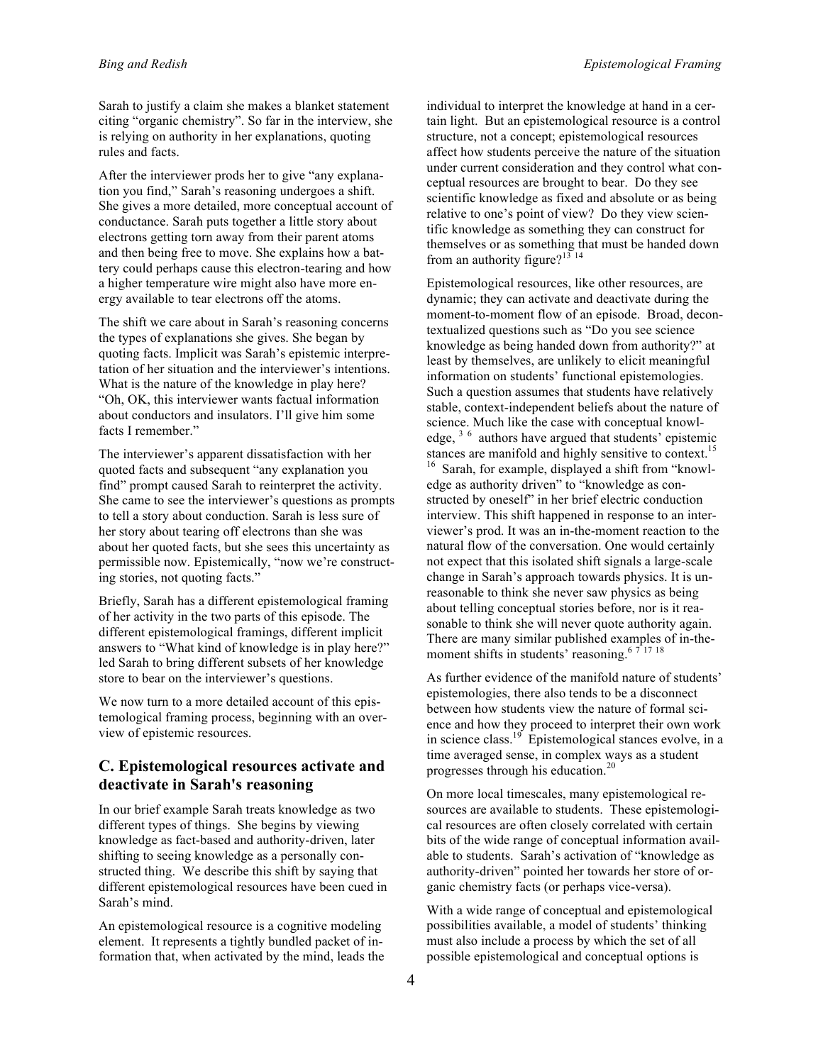Sarah to justify a claim she makes a blanket statement citing "organic chemistry". So far in the interview, she is relying on authority in her explanations, quoting rules and facts.

After the interviewer prods her to give "any explanation you find," Sarah's reasoning undergoes a shift. She gives a more detailed, more conceptual account of conductance. Sarah puts together a little story about electrons getting torn away from their parent atoms and then being free to move. She explains how a battery could perhaps cause this electron-tearing and how a higher temperature wire might also have more energy available to tear electrons off the atoms.

The shift we care about in Sarah's reasoning concerns the types of explanations she gives. She began by quoting facts. Implicit was Sarah's epistemic interpretation of her situation and the interviewer's intentions. What is the nature of the knowledge in play here? "Oh, OK, this interviewer wants factual information about conductors and insulators. I'll give him some facts I remember."

The interviewer's apparent dissatisfaction with her quoted facts and subsequent "any explanation you find" prompt caused Sarah to reinterpret the activity. She came to see the interviewer's questions as prompts to tell a story about conduction. Sarah is less sure of her story about tearing off electrons than she was about her quoted facts, but she sees this uncertainty as permissible now. Epistemically, "now we're constructing stories, not quoting facts."

Briefly, Sarah has a different epistemological framing of her activity in the two parts of this episode. The different epistemological framings, different implicit answers to "What kind of knowledge is in play here?" led Sarah to bring different subsets of her knowledge store to bear on the interviewer's questions.

We now turn to a more detailed account of this epistemological framing process, beginning with an overview of epistemic resources.

## C. Epistemological resources activate and deactivate in Sarah's reasoning

In our brief example Sarah treats knowledge as two different types of things. She begins by viewing knowledge as fact-based and authority-driven, later shifting to seeing knowledge as a personally constructed thing. We describe this shift by saying that different epistemological resources have been cued in Sarah's mind.

An epistemological resource is a cognitive modeling element. It represents a tightly bundled packet of information that, when activated by the mind, leads the individual to interpret the knowledge at hand in a certain light. But an epistemological resource is a control structure, not a concept; epistemological resources affect how students perceive the nature of the situation under current consideration and they control what conceptual resources are brought to bear. Do they see scientific knowledge as fixed and absolute or as being relative to one's point of view? Do they view scientific knowledge as something they can construct for themselves or as something that must be handed down from an authority figure?[13 14]

Epistemological resources, like other resources, are dynamic; they can activate and deactivate during the moment-to-moment flow of an episode. Broad, decontextualized questions such as "Do you see science knowledge as being handed down from authority?" at least by themselves, are unlikely to elicit meaningful information on students' functional epistemologies. Such a question assumes that students have relatively stable, context-independent beliefs about the nature of science. Much like the case with conceptual knowledge,[3 6] authors have argued that students' epistemic stances are manifold and highly sensitive to context.[15 16] Sarah, for example, displayed a shift from "knowledge as authority driven" to "knowledge as constructed by oneself" in her brief electric conduction interview. This shift happened in response to an interviewer's prod. It was an in-the-moment reaction to the natural flow of the conversation. One would certainly not expect that this isolated shift signals a large-scale change in Sarah's approach towards physics. It is unreasonable to think she never saw physics as being about telling conceptual stories before, nor is it reasonable to think she will never quote authority again. There are many similar published examples of in-the-moment shifts in students' reasoning.[6 7 17 18]

As further evidence of the manifold nature of students' epistemologies, there also tends to be a disconnect between how students view the nature of formal science and how they proceed to interpret their own work in science class.[19] Epistemological stances evolve, in a time averaged sense, in complex ways as a student progresses through his education.[20]

On more local timescales, many epistemological resources are available to students. These epistemological resources are often closely correlated with certain bits of the wide range of conceptual information available to students. Sarah's activation of "knowledge as authority-driven" pointed her towards her store of organic chemistry facts (or perhaps vice-versa).

With a wide range of conceptual and epistemological possibilities available, a model of students' thinking must also include a process by which the set of all possible epistemological and conceptual options is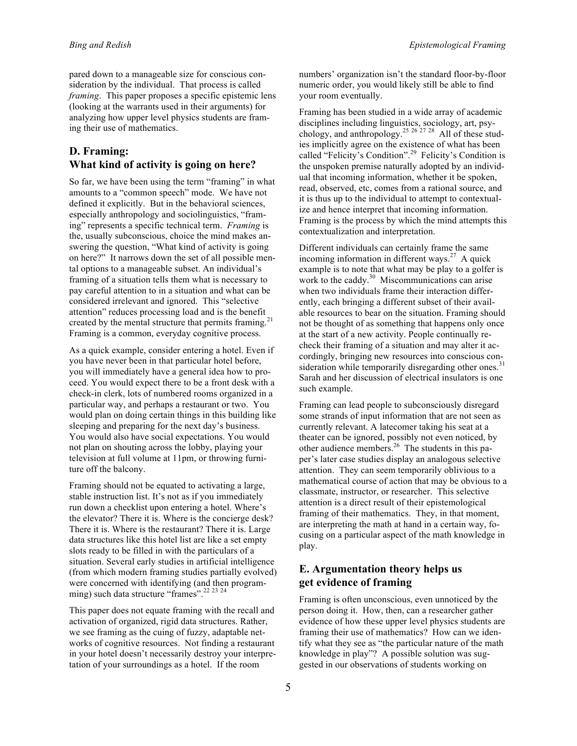pared down to a manageable size for conscious consideration by the individual. That process is called *framing*. This paper proposes a specific epistemic lens (looking at the warrants used in their arguments) for analyzing how upper level physics students are framing their use of mathematics.

## D. Framing: What kind of activity is going on here?

So far, we have been using the term "framing" in what amounts to a "common speech" mode. We have not defined it explicitly. But in the behavioral sciences, especially anthropology and sociolinguistics, "framing" represents a specific technical term. *Framing* is the, usually subconscious, choice the mind makes answering the question, "What kind of activity is going on here?" It narrows down the set of all possible mental options to a manageable subset. An individual's framing of a situation tells them what is necessary to pay careful attention to in a situation and what can be considered irrelevant and ignored. This "selective attention" reduces processing load and is the benefit created by the mental structure that permits framing.[21] Framing is a common, everyday cognitive process.

As a quick example, consider entering a hotel. Even if you have never been in that particular hotel before, you will immediately have a general idea how to proceed. You would expect there to be a front desk with a check-in clerk, lots of numbered rooms organized in a particular way, and perhaps a restaurant or two. You would plan on doing certain things in this building like sleeping and preparing for the next day's business. You would also have social expectations. You would not plan on shouting across the lobby, playing your television at full volume at 11pm, or throwing furniture off the balcony.

Framing should not be equated to activating a large, stable instruction list. It's not as if you immediately run down a checklist upon entering a hotel. Where's the elevator? There it is. Where is the concierge desk? There it is. Where is the restaurant? There it is. Large data structures like this hotel list are like a set empty slots ready to be filled in with the particulars of a situation. Several early studies in artificial intelligence (from which modern framing studies partially evolved) were concerned with identifying (and then programming) such data structure "frames".[22 23 24]

This paper does not equate framing with the recall and activation of organized, rigid data structures. Rather, we see framing as the cuing of fuzzy, adaptable networks of cognitive resources. Not finding a restaurant in your hotel doesn't necessarily destroy your interpretation of your surroundings as a hotel. If the room numbers' organization isn't the standard floor-by-floor numeric order, you would likely still be able to find your room eventually.

Framing has been studied in a wide array of academic disciplines including linguistics, sociology, art, psychology, and anthropology.[25 26 27 28] All of these studies implicitly agree on the existence of what has been called "Felicity's Condition".[29] Felicity's Condition is the unspoken premise naturally adopted by an individual that incoming information, whether it be spoken, read, observed, etc, comes from a rational source, and it is thus up to the individual to attempt to contextualize and hence interpret that incoming information. Framing is the process by which the mind attempts this contextualization and interpretation.

Different individuals can certainly frame the same incoming information in different ways.[27] A quick example is to note that what may be play to a golfer is work to the caddy.[30] Miscommunications can arise when two individuals frame their interaction differently, each bringing a different subset of their available resources to bear on the situation. Framing should not be thought of as something that happens only once at the start of a new activity. People continually recheck their framing of a situation and may alter it accordingly, bringing new resources into conscious consideration while temporarily disregarding other ones.[31] Sarah and her discussion of electrical insulators is one such example.

Framing can lead people to subconsciously disregard some strands of input information that are not seen as currently relevant. A latecomer taking his seat at a theater can be ignored, possibly not even noticed, by other audience members.[26] The students in this paper's later case studies display an analogous selective attention. They can seem temporarily oblivious to a mathematical course of action that may be obvious to a classmate, instructor, or researcher. This selective attention is a direct result of their epistemological framing of their mathematics. They, in that moment, are interpreting the math at hand in a certain way, focusing on a particular aspect of the math knowledge in play.

## E. Argumentation theory helps us get evidence of framing

Framing is often unconscious, even unnoticed by the person doing it. How, then, can a researcher gather evidence of how these upper level physics students are framing their use of mathematics? How can we identify what they see as "the particular nature of the math knowledge in play"? A possible solution was suggested in our observations of students working on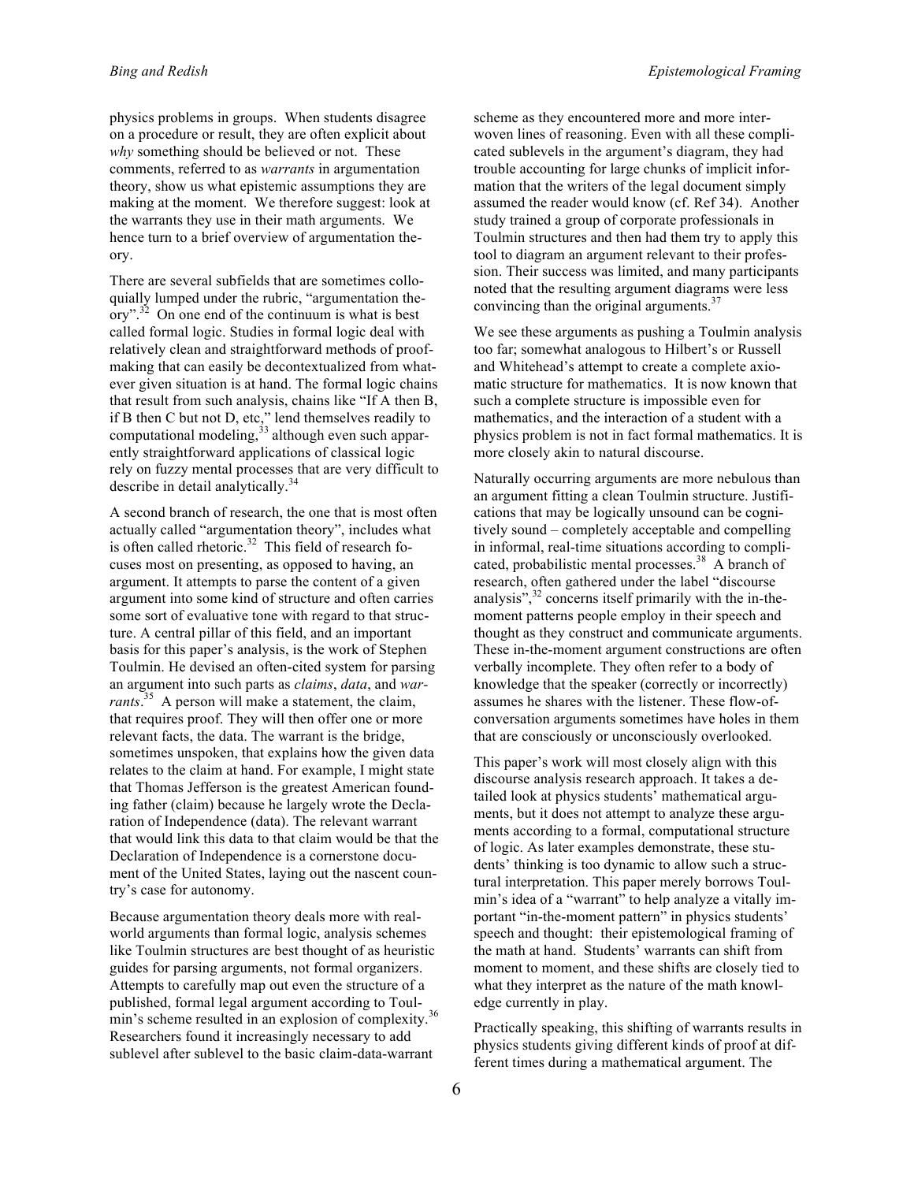physics problems in groups. When students disagree on a procedure or result, they are often explicit about *why* something should be believed or not. These comments, referred to as *warrants* in argumentation theory, show us what epistemic assumptions they are making at the moment. We therefore suggest: look at the warrants they use in their math arguments. We hence turn to a brief overview of argumentation theory.

There are several subfields that are sometimes colloquially lumped under the rubric, "argumentation theory".[32] On one end of the continuum is what is best called formal logic. Studies in formal logic deal with relatively clean and straightforward methods of proof-making that can easily be decontextualized from whatever given situation is at hand. The formal logic chains that result from such analysis, chains like "If A then B, if B then C but not D, etc," lend themselves readily to computational modeling,[33] although even such apparently straightforward applications of classical logic rely on fuzzy mental processes that are very difficult to describe in detail analytically.[34]

A second branch of research, the one that is most often actually called "argumentation theory", includes what is often called rhetoric.[32] This field of research focuses most on presenting, as opposed to having, an argument. It attempts to parse the content of a given argument into some kind of structure and often carries some sort of evaluative tone with regard to that structure. A central pillar of this field, and an important basis for this paper's analysis, is the work of Stephen Toulmin. He devised an often-cited system for parsing an argument into such parts as *claims*, *data*, and *warrants*.[35] A person will make a statement, the claim, that requires proof. They will then offer one or more relevant facts, the data. The warrant is the bridge, sometimes unspoken, that explains how the given data relates to the claim at hand. For example, I might state that Thomas Jefferson is the greatest American founding father (claim) because he largely wrote the Declaration of Independence (data). The relevant warrant that would link this data to that claim would be that the Declaration of Independence is a cornerstone document of the United States, laying out the nascent country's case for autonomy.

Because argumentation theory deals more with real-world arguments than formal logic, analysis schemes like Toulmin structures are best thought of as heuristic guides for parsing arguments, not formal organizers. Attempts to carefully map out even the structure of a published, formal legal argument according to Toulmin's scheme resulted in an explosion of complexity.[36] Researchers found it increasingly necessary to add sublevel after sublevel to the basic claim-data-warrant scheme as they encountered more and more interwoven lines of reasoning. Even with all these complicated sublevels in the argument's diagram, they had trouble accounting for large chunks of implicit information that the writers of the legal document simply assumed the reader would know (cf. Ref 34). Another study trained a group of corporate professionals in Toulmin structures and then had them try to apply this tool to diagram an argument relevant to their profession. Their success was limited, and many participants noted that the resulting argument diagrams were less convincing than the original arguments.[37]

We see these arguments as pushing a Toulmin analysis too far; somewhat analogous to Hilbert's or Russell and Whitehead's attempt to create a complete axiomatic structure for mathematics. It is now known that such a complete structure is impossible even for mathematics, and the interaction of a student with a physics problem is not in fact formal mathematics. It is more closely akin to natural discourse.

Naturally occurring arguments are more nebulous than an argument fitting a clean Toulmin structure. Justifications that may be logically unsound can be cognitively sound – completely acceptable and compelling in informal, real-time situations according to complicated, probabilistic mental processes.[38] A branch of research, often gathered under the label "discourse analysis",[32] concerns itself primarily with the in-the-moment patterns people employ in their speech and thought as they construct and communicate arguments. These in-the-moment argument constructions are often verbally incomplete. They often refer to a body of knowledge that the speaker (correctly or incorrectly) assumes he shares with the listener. These flow-of-conversation arguments sometimes have holes in them that are consciously or unconsciously overlooked.

This paper's work will most closely align with this discourse analysis research approach. It takes a detailed look at physics students' mathematical arguments, but it does not attempt to analyze these arguments according to a formal, computational structure of logic. As later examples demonstrate, these students' thinking is too dynamic to allow such a structural interpretation. This paper merely borrows Toulmin's idea of a "warrant" to help analyze a vitally important "in-the-moment pattern" in physics students' speech and thought: their epistemological framing of the math at hand. Students' warrants can shift from moment to moment, and these shifts are closely tied to what they interpret as the nature of the math knowledge currently in play.

Practically speaking, this shifting of warrants results in physics students giving different kinds of proof at different times during a mathematical argument. The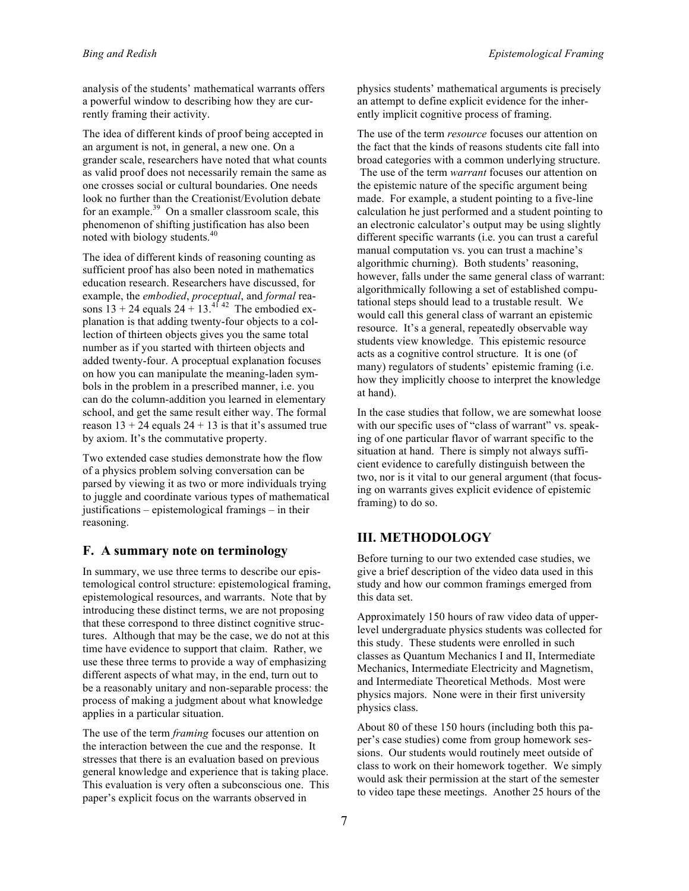analysis of the students' mathematical warrants offers a powerful window to describing how they are currently framing their activity.

The idea of different kinds of proof being accepted in an argument is not, in general, a new one. On a grander scale, researchers have noted that what counts as valid proof does not necessarily remain the same as one crosses social or cultural boundaries. One needs look no further than the Creationist/Evolution debate for an example.[39] On a smaller classroom scale, this phenomenon of shifting justification has also been noted with biology students.[40]

The idea of different kinds of reasoning counting as sufficient proof has also been noted in mathematics education research. Researchers have discussed, for example, the *embodied*, *proceptual*, and *formal* reasons $13 + 24$ equals $24 + 13$.[41 42] The embodied explanation is that adding twenty-four objects to a collection of thirteen objects gives you the same total number as if you started with thirteen objects and added twenty-four. A proceptual explanation focuses on how you can manipulate the meaning-laden symbols in the problem in a prescribed manner, i.e. you can do the column-addition you learned in elementary school, and get the same result either way. The formal reason $13 + 24$ equals $24 + 13$ is that it's assumed true by axiom. It's the commutative property.

Two extended case studies demonstrate how the flow of a physics problem solving conversation can be parsed by viewing it as two or more individuals trying to juggle and coordinate various types of mathematical justifications – epistemological framings – in their reasoning.

## F. A summary note on terminology

In summary, we use three terms to describe our epistemological control structure: epistemological framing, epistemological resources, and warrants. Note that by introducing these distinct terms, we are not proposing that these correspond to three distinct cognitive structures. Although that may be the case, we do not at this time have evidence to support that claim. Rather, we use these three terms to provide a way of emphasizing different aspects of what may, in the end, turn out to be a reasonably unitary and non-separable process: the process of making a judgment about what knowledge applies in a particular situation.

The use of the term *framing* focuses our attention on the interaction between the cue and the response. It stresses that there is an evaluation based on previous general knowledge and experience that is taking place. This evaluation is very often a subconscious one. This paper's explicit focus on the warrants observed in physics students' mathematical arguments is precisely an attempt to define explicit evidence for the inherently implicit cognitive process of framing.

The use of the term *resource* focuses our attention on the fact that the kinds of reasons students cite fall into broad categories with a common underlying structure. The use of the term *warrant* focuses our attention on the epistemic nature of the specific argument being made. For example, a student pointing to a five-line calculation he just performed and a student pointing to an electronic calculator's output may be using slightly different specific warrants (i.e. you can trust a careful manual computation vs. you can trust a machine's algorithmic churning). Both students' reasoning, however, falls under the same general class of warrant: algorithmically following a set of established computational steps should lead to a trustable result. We would call this general class of warrant an epistemic resource. It's a general, repeatedly observable way students view knowledge. This epistemic resource acts as a cognitive control structure. It is one (of many) regulators of students' epistemic framing (i.e. how they implicitly choose to interpret the knowledge at hand).

In the case studies that follow, we are somewhat loose with our specific uses of "class of warrant" vs. speaking of one particular flavor of warrant specific to the situation at hand. There is simply not always sufficient evidence to carefully distinguish between the two, nor is it vital to our general argument (that focusing on warrants gives explicit evidence of epistemic framing) to do so.

# III. METHODOLOGY

Before turning to our two extended case studies, we give a brief description of the video data used in this study and how our common framings emerged from this data set.

Approximately 150 hours of raw video data of upper-level undergraduate physics students was collected for this study. These students were enrolled in such classes as Quantum Mechanics I and II, Intermediate Mechanics, Intermediate Electricity and Magnetism, and Intermediate Theoretical Methods. Most were physics majors. None were in their first university physics class.

About 80 of these 150 hours (including both this paper's case studies) come from group homework sessions. Our students would routinely meet outside of class to work on their homework together. We simply would ask their permission at the start of the semester to video tape these meetings. Another 25 hours of the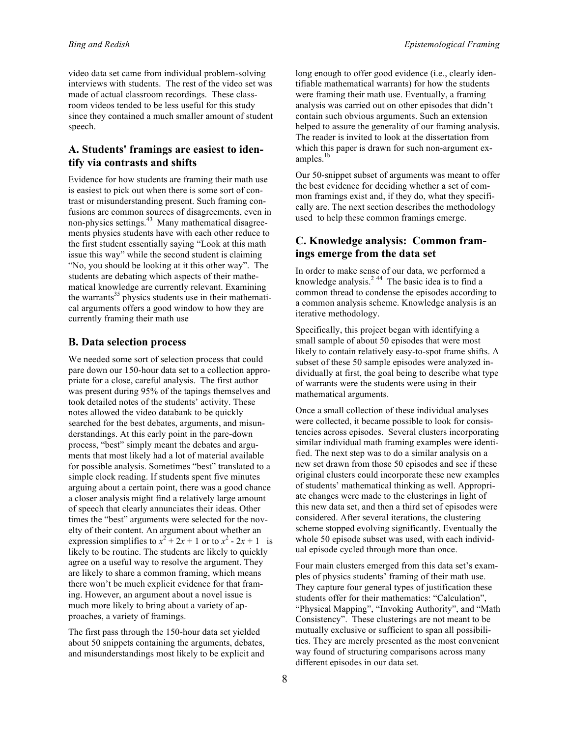video data set came from individual problem-solving interviews with students. The rest of the video set was made of actual classroom recordings. These classroom videos tended to be less useful for this study since they contained a much smaller amount of student speech.

## A. Students' framings are easiest to identify via contrasts and shifts

Evidence for how students are framing their math use is easiest to pick out when there is some sort of contrast or misunderstanding present. Such framing confusions are common sources of disagreements, even in non-physics settings.[43] Many mathematical disagreements physics students have with each other reduce to the first student essentially saying "Look at this math issue this way" while the second student is claiming "No, you should be looking at it this other way". The students are debating which aspects of their mathematical knowledge are currently relevant. Examining the warrants[35] physics students use in their mathematical arguments offers a good window to how they are currently framing their math use

## B. Data selection process

We needed some sort of selection process that could pare down our 150-hour data set to a collection appropriate for a close, careful analysis. The first author was present during 95% of the tapings themselves and took detailed notes of the students' activity. These notes allowed the video databank to be quickly searched for the best debates, arguments, and misunderstandings. At this early point in the pare-down process, "best" simply meant the debates and arguments that most likely had a lot of material available for possible analysis. Sometimes "best" translated to a simple clock reading. If students spent five minutes arguing about a certain point, there was a good chance a closer analysis might find a relatively large amount of speech that clearly annunciates their ideas. Other times the "best" arguments were selected for the novelty of their content. An argument about whether an expression simplifies to $x^2 + 2x + 1$ or to $x^2 - 2x + 1$ is likely to be routine. The students are likely to quickly agree on a useful way to resolve the argument. They are likely to share a common framing, which means there won't be much explicit evidence for that framing. However, an argument about a novel issue is much more likely to bring about a variety of approaches, a variety of framings.

The first pass through the 150-hour data set yielded about 50 snippets containing the arguments, debates, and misunderstandings most likely to be explicit and long enough to offer good evidence (i.e., clearly identifiable mathematical warrants) for how the students were framing their math use. Eventually, a framing analysis was carried out on other episodes that didn't contain such obvious arguments. Such an extension helped to assure the generality of our framing analysis. The reader is invited to look at the dissertation from which this paper is drawn for such non-argument examples.[1b]

Our 50-snippet subset of arguments was meant to offer the best evidence for deciding whether a set of common framings exist and, if they do, what they specifically are. The next section describes the methodology used to help these common framings emerge.

## C. Knowledge analysis: Common framings emerge from the data set

In order to make sense of our data, we performed a knowledge analysis.[2, 44] The basic idea is to find a common thread to condense the episodes according to a common analysis scheme. Knowledge analysis is an iterative methodology.

Specifically, this project began with identifying a small sample of about 50 episodes that were most likely to contain relatively easy-to-spot frame shifts. A subset of these 50 sample episodes were analyzed individually at first, the goal being to describe what type of warrants were the students were using in their mathematical arguments.

Once a small collection of these individual analyses were collected, it became possible to look for consistencies across episodes. Several clusters incorporating similar individual math framing examples were identified. The next step was to do a similar analysis on a new set drawn from those 50 episodes and see if these original clusters could incorporate these new examples of students' mathematical thinking as well. Appropriate changes were made to the clusterings in light of this new data set, and then a third set of episodes were considered. After several iterations, the clustering scheme stopped evolving significantly. Eventually the whole 50 episode subset was used, with each individual episode cycled through more than once.

Four main clusters emerged from this data set's examples of physics students' framing of their math use. They capture four general types of justification these students offer for their mathematics: "Calculation", "Physical Mapping", "Invoking Authority", and "Math Consistency". These clusterings are not meant to be mutually exclusive or sufficient to span all possibilities. They are merely presented as the most convenient way found of structuring comparisons across many different episodes in our data set.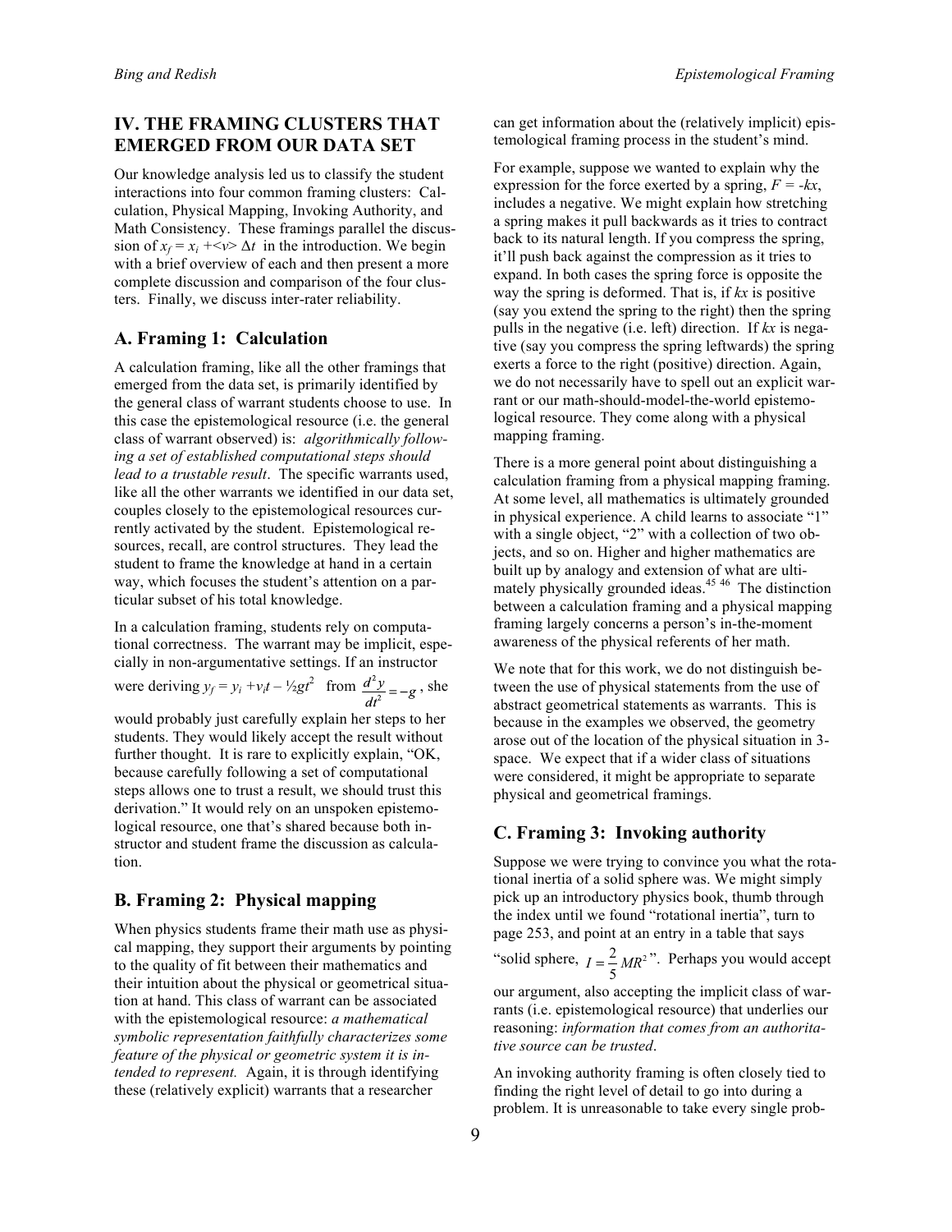## IV. THE FRAMING CLUSTERS THAT EMERGED FROM OUR DATA SET

Our knowledge analysis led us to classify the student interactions into four common framing clusters: Calculation, Physical Mapping, Invoking Authority, and Math Consistency. These framings parallel the discussion of $x_f = x_i + \langle v \rangle \Delta t$ in the introduction. We begin with a brief overview of each and then present a more complete discussion and comparison of the four clusters. Finally, we discuss inter-rater reliability.

### A. Framing 1: Calculation

A calculation framing, like all the other framings that emerged from the data set, is primarily identified by the general class of warrant students choose to use. In this case the epistemological resource (i.e. the general class of warrant observed) is: *algorithmically following a set of established computational steps should lead to a trustable result*. The specific warrants used, like all the other warrants we identified in our data set, couples closely to the epistemological resources currently activated by the student. Epistemological resources, recall, are control structures. They lead the student to frame the knowledge at hand in a certain way, which focuses the student's attention on a particular subset of his total knowledge.

In a calculation framing, students rely on computational correctness. The warrant may be implicit, especially in non-argumentative settings. If an instructor were deriving $y_f = y_i + v_i t - \frac{1}{2} g t^2$ from $\frac{d^2 y}{dt^2} = -g$, she would probably just carefully explain her steps to her students. They would likely accept the result without further thought. It is rare to explicitly explain, "OK, because carefully following a set of computational steps allows one to trust a result, we should trust this derivation." It would rely on an unspoken epistemological resource, one that's shared because both instructor and student frame the discussion as calculation.

### B. Framing 2: Physical mapping

When physics students frame their math use as physical mapping, they support their arguments by pointing to the quality of fit between their mathematics and their intuition about the physical or geometrical situation at hand. This class of warrant can be associated with the epistemological resource: *a mathematical symbolic representation faithfully characterizes some feature of the physical or geometric system it is intended to represent.* Again, it is through identifying these (relatively explicit) warrants that a researcher can get information about the (relatively implicit) epistemological framing process in the student's mind.

For example, suppose we wanted to explain why the expression for the force exerted by a spring, $F = -kx$, includes a negative. We might explain how stretching a spring makes it pull backwards as it tries to contract back to its natural length. If you compress the spring, it'll push back against the compression as it tries to expand. In both cases the spring force is opposite the way the spring is deformed. That is, if $kx$ is positive (say you extend the spring to the right) then the spring pulls in the negative (i.e. left) direction. If $kx$ is negative (say you compress the spring leftwards) the spring exerts a force to the right (positive) direction. Again, we do not necessarily have to spell out an explicit warrant or our math-should-model-the-world epistemological resource. They come along with a physical mapping framing.

There is a more general point about distinguishing a calculation framing from a physical mapping framing. At some level, all mathematics is ultimately grounded in physical experience. A child learns to associate "1" with a single object, "2" with a collection of two objects, and so on. Higher and higher mathematics are built up by analogy and extension of what are ultimately physically grounded ideas.[45 46] The distinction between a calculation framing and a physical mapping framing largely concerns a person's in-the-moment awareness of the physical referents of her math.

We note that for this work, we do not distinguish between the use of physical statements from the use of abstract geometrical statements as warrants. This is because in the examples we observed, the geometry arose out of the location of the physical situation in 3-space. We expect that if a wider class of situations were considered, it might be appropriate to separate physical and geometrical framings.

### C. Framing 3: Invoking authority

Suppose we were trying to convince you what the rotational inertia of a solid sphere was. We might simply pick up an introductory physics book, thumb through the index until we found "rotational inertia", turn to page 253, and point at an entry in a table that says "solid sphere, $I = \frac{2}{5} MR^2$". Perhaps you would accept our argument, also accepting the implicit class of warrants (i.e. epistemological resource) that underlies our reasoning: *information that comes from an authoritative source can be trusted*.

An invoking authority framing is often closely tied to finding the right level of detail to go into during a problem. It is unreasonable to take every single prob-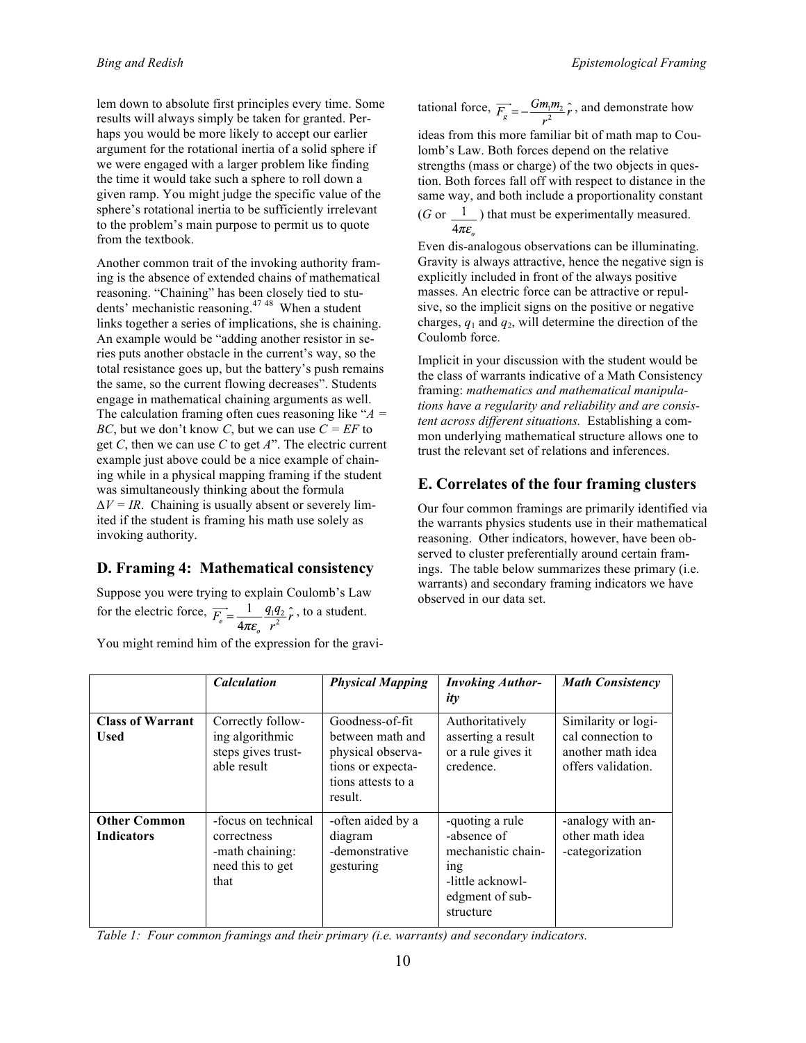lem down to absolute first principles every time. Some results will always simply be taken for granted. Perhaps you would be more likely to accept our earlier argument for the rotational inertia of a solid sphere if we were engaged with a larger problem like finding the time it would take such a sphere to roll down a given ramp. You might judge the specific value of the sphere's rotational inertia to be sufficiently irrelevant to the problem's main purpose to permit us to quote from the textbook.

Another common trait of the invoking authority framing is the absence of extended chains of mathematical reasoning. "Chaining" has been closely tied to students' mechanistic reasoning.[47 48] When a student links together a series of implications, she is chaining. An example would be "adding another resistor in series puts another obstacle in the current's way, so the total resistance goes up, but the battery's push remains the same, so the current flowing decreases". Students engage in mathematical chaining arguments as well. The calculation framing often cues reasoning like "$A = BC$, but we don't know $C$, but we can use $C = EF$ to get $C$, then we can use $C$ to get $A$". The electric current example just above could be a nice example of chaining while in a physical mapping framing if the student was simultaneously thinking about the formula $\Delta V = IR$. Chaining is usually absent or severely limited if the student is framing his math use solely as invoking authority.

## D. Framing 4: Mathematical consistency

Suppose you were trying to explain Coulomb's Law for the electric force, $\overrightarrow{F_e} = \frac{1}{4\pi\varepsilon_o}\frac{q_1 q_2}{r^2}\hat{r}$, to a student.

You might remind him of the expression for the gravitational force, $\overrightarrow{F_g} = -\frac{Gm_1 m_2}{r^2}\hat{r}$, and demonstrate how ideas from this more familiar bit of math map to Coulomb's Law. Both forces depend on the relative strengths (mass or charge) of the two objects in question. Both forces fall off with respect to distance in the same way, and both include a proportionality constant ($G$ or $\frac{1}{4\pi\varepsilon_o}$) that must be experimentally measured.

Even dis-analogous observations can be illuminating. Gravity is always attractive, hence the negative sign is explicitly included in front of the always positive masses. An electric force can be attractive or repulsive, so the implicit signs on the positive or negative charges, $q_1$ and $q_2$, will determine the direction of the Coulomb force.

Implicit in your discussion with the student would be the class of warrants indicative of a Math Consistency framing: *mathematics and mathematical manipulations have a regularity and reliability and are consistent across different situations.* Establishing a common underlying mathematical structure allows one to trust the relevant set of relations and inferences.

## E. Correlates of the four framing clusters

Our four common framings are primarily identified via the warrants physics students use in their mathematical reasoning. Other indicators, however, have been observed to cluster preferentially around certain framings. The table below summarizes these primary (i.e. warrants) and secondary framing indicators we have observed in our data set.

| | *Calculation* | *Physical Mapping* | *Invoking Authority* | *Math Consistency* |
|---|---|---|---|---|
| **Class of Warrant Used** | Correctly following algorithmic steps gives trustable result | Goodness-of-fit between math and physical observations or expectations attests to a result. | Authoritatively asserting a result or a rule gives it credence. | Similarity or logical connection to another math idea offers validation. |
| **Other Common Indicators** | -focus on technical correctness<br>-math chaining: need this to get that | -often aided by a diagram<br>-demonstrative gesturing | -quoting a rule<br>-absence of mechanistic chaining<br>-little acknowledgment of substructure | -analogy with another math idea<br>-categorization |

*Table 1: Four common framings and their primary (i.e. warrants) and secondary indicators.*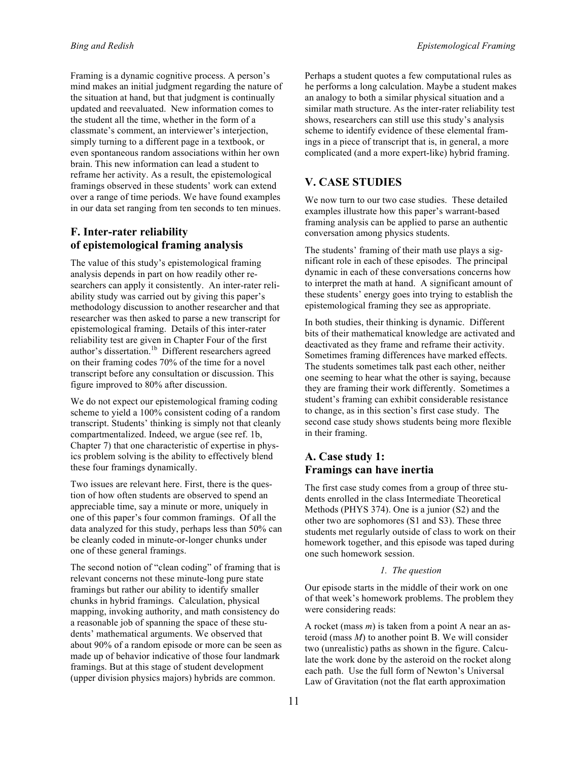Framing is a dynamic cognitive process. A person's mind makes an initial judgment regarding the nature of the situation at hand, but that judgment is continually updated and reevaluated. New information comes to the student all the time, whether in the form of a classmate's comment, an interviewer's interjection, simply turning to a different page in a textbook, or even spontaneous random associations within her own brain. This new information can lead a student to reframe her activity. As a result, the epistemological framings observed in these students' work can extend over a range of time periods. We have found examples in our data set ranging from ten seconds to ten minutes.

### F. Inter-rater reliability of epistemological framing analysis

The value of this study's epistemological framing analysis depends in part on how readily other researchers can apply it consistently. An inter-rater reliability study was carried out by giving this paper's methodology discussion to another researcher and that researcher was then asked to parse a new transcript for epistemological framing. Details of this inter-rater reliability test are given in Chapter Four of the first author's dissertation.[1b] Different researchers agreed on their framing codes 70% of the time for a novel transcript before any consultation or discussion. This figure improved to 80% after discussion.

We do not expect our epistemological framing coding scheme to yield a 100% consistent coding of a random transcript. Students' thinking is simply not that cleanly compartmentalized. Indeed, we argue (see ref. 1b, Chapter 7) that one characteristic of expertise in physics problem solving is the ability to effectively blend these four framings dynamically.

Two issues are relevant here. First, there is the question of how often students are observed to spend an appreciable time, say a minute or more, uniquely in one of this paper's four common framings. Of all the data analyzed for this study, perhaps less than 50% can be cleanly coded in minute-or-longer chunks under one of these general framings.

The second notion of "clean coding" of framing that is relevant concerns not these minute-long pure state framings but rather our ability to identify smaller chunks in hybrid framings. Calculation, physical mapping, invoking authority, and math consistency do a reasonable job of spanning the space of these students' mathematical arguments. We observed that about 90% of a random episode or more can be seen as made up of behavior indicative of those four landmark framings. But at this stage of student development (upper division physics majors) hybrids are common. Perhaps a student quotes a few computational rules as he performs a long calculation. Maybe a student makes an analogy to both a similar physical situation and a similar math structure. As the inter-rater reliability test shows, researchers can still use this study's analysis scheme to identify evidence of these elemental framings in a piece of transcript that is, in general, a more complicated (and a more expert-like) hybrid framing.

## V. CASE STUDIES

We now turn to our two case studies. These detailed examples illustrate how this paper's warrant-based framing analysis can be applied to parse an authentic conversation among physics students.

The students' framing of their math use plays a significant role in each of these episodes. The principal dynamic in each of these conversations concerns how to interpret the math at hand. A significant amount of these students' energy goes into trying to establish the epistemological framing they see as appropriate.

In both studies, their thinking is dynamic. Different bits of their mathematical knowledge are activated and deactivated as they frame and reframe their activity. Sometimes framing differences have marked effects. The students sometimes talk past each other, neither one seeming to hear what the other is saying, because they are framing their work differently. Sometimes a student's framing can exhibit considerable resistance to change, as in this section's first case study. The second case study shows students being more flexible in their framing.

### A. Case study 1: Framings can have inertia

The first case study comes from a group of three students enrolled in the class Intermediate Theoretical Methods (PHYS 374). One is a junior (S2) and the other two are sophomores (S1 and S3). These three students met regularly outside of class to work on their homework together, and this episode was taped during one such homework session.

*1. The question*

Our episode starts in the middle of their work on one of that week's homework problems. The problem they were considering reads:

A rocket (mass *m*) is taken from a point A near an asteroid (mass *M*) to another point B. We will consider two (unrealistic) paths as shown in the figure. Calculate the work done by the asteroid on the rocket along each path. Use the full form of Newton's Universal Law of Gravitation (not the flat earth approximation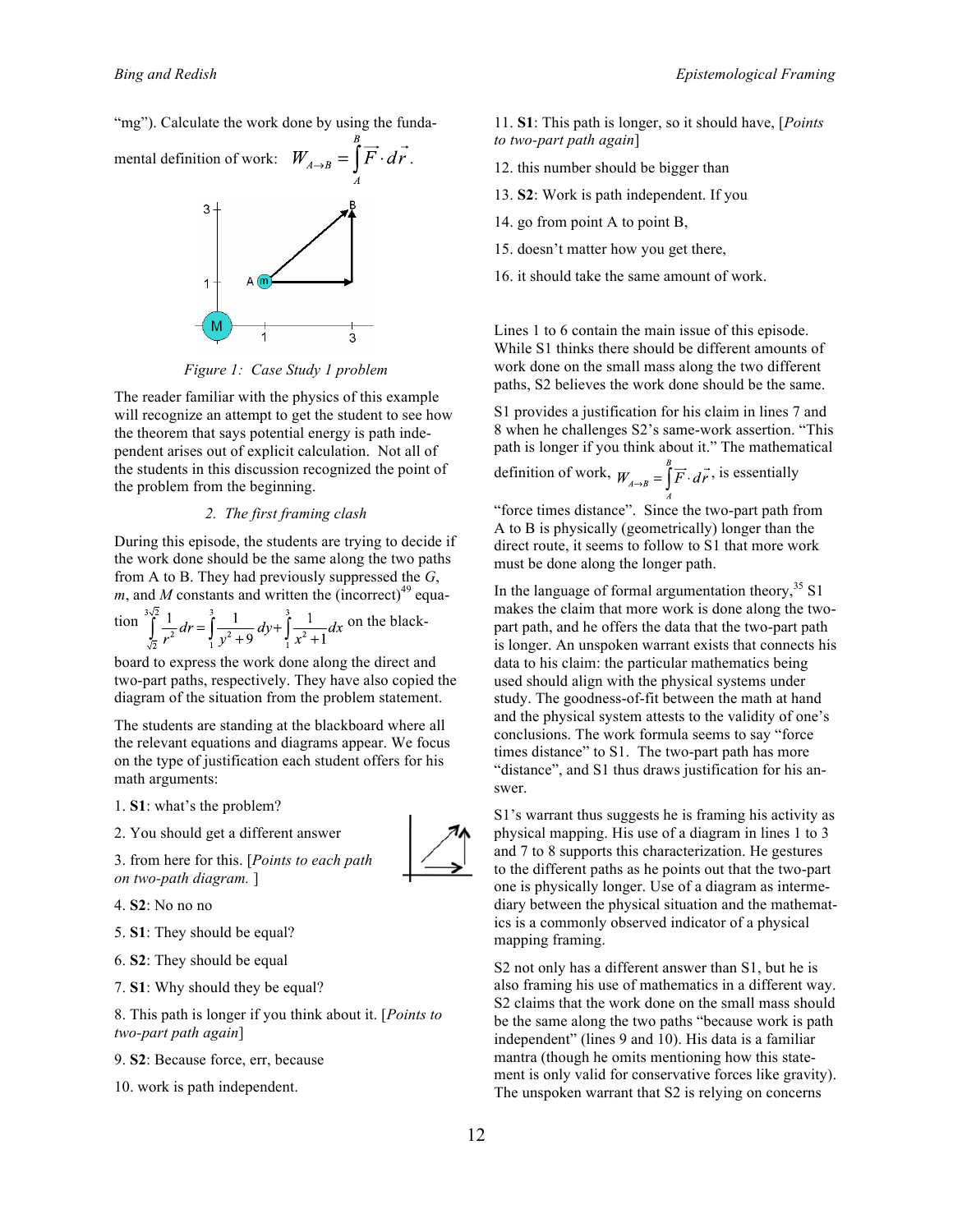"mg"). Calculate the work done by using the fundamental definition of work: $W_{A\to B} = \int_A^B \vec{F}\cdot d\vec{r}$.

*Figure 1: Case Study 1 problem*

The reader familiar with the physics of this example will recognize an attempt to get the student to see how the theorem that says potential energy is path independent arises out of explicit calculation. Not all of the students in this discussion recognized the point of the problem from the beginning.

### 2. The first framing clash

During this episode, the students are trying to decide if the work done should be the same along the two paths from A to B. They had previously suppressed the $G$, $m$, and $M$ constants and written the (incorrect)[49] equation $\int_{\sqrt{2}}^{3\sqrt{2}} \frac{1}{r^2}dr = \int_1^3 \frac{1}{y^2+9}dy + \int_1^3 \frac{1}{x^2+1}dx$ on the blackboard to express the work done along the direct and two-part paths, respectively. They have also copied the diagram of the situation from the problem statement.

The students are standing at the blackboard where all the relevant equations and diagrams appear. We focus on the type of justification each student offers for his math arguments:

1. **S1**: what's the problem?
2. You should get a different answer
3. from here for this. [*Points to each path on two-path diagram.* ]
4. **S2**: No no no
5. **S1**: They should be equal?
6. **S2**: They should be equal
7. **S1**: Why should they be equal?
8. This path is longer if you think about it. [*Points to two-part path again*]
9. **S2**: Because force, err, because
10. work is path independent.
11. **S1**: This path is longer, so it should have, [*Points to two-part path again*]
12. this number should be bigger than
13. **S2**: Work is path independent. If you
14. go from point A to point B,
15. doesn't matter how you get there,
16. it should take the same amount of work.

Lines 1 to 6 contain the main issue of this episode. While S1 thinks there should be different amounts of work done on the small mass along the two different paths, S2 believes the work done should be the same.

S1 provides a justification for his claim in lines 7 and 8 when he challenges S2's same-work assertion. "This path is longer if you think about it." The mathematical definition of work, $W_{A\to B} = \int_A^B \vec{F}\cdot d\vec{r}$, is essentially "force times distance". Since the two-part path from A to B is physically (geometrically) longer than the direct route, it seems to follow to S1 that more work must be done along the longer path.

In the language of formal argumentation theory,[35] S1 makes the claim that more work is done along the two-part path, and he offers the data that the two-part path is longer. An unspoken warrant exists that connects his data to his claim: the particular mathematics being used should align with the physical systems under study. The goodness-of-fit between the math at hand and the physical system attests to the validity of one's conclusions. The work formula seems to say "force times distance" to S1. The two-part path has more "distance", and S1 thus draws justification for his answer.

S1's warrant thus suggests he is framing his activity as physical mapping. His use of a diagram in lines 1 to 3 and 7 to 8 supports this characterization. He gestures to the different paths as he points out that the two-part one is physically longer. Use of a diagram as intermediary between the physical situation and the mathematics is a commonly observed indicator of a physical mapping framing.

S2 not only has a different answer than S1, but he is also framing his use of mathematics in a different way. S2 claims that the work done on the small mass should be the same along the two paths "because work is path independent" (lines 9 and 10). His data is a familiar mantra (though he omits mentioning how this statement is only valid for conservative forces like gravity). The unspoken warrant that S2 is relying on concerns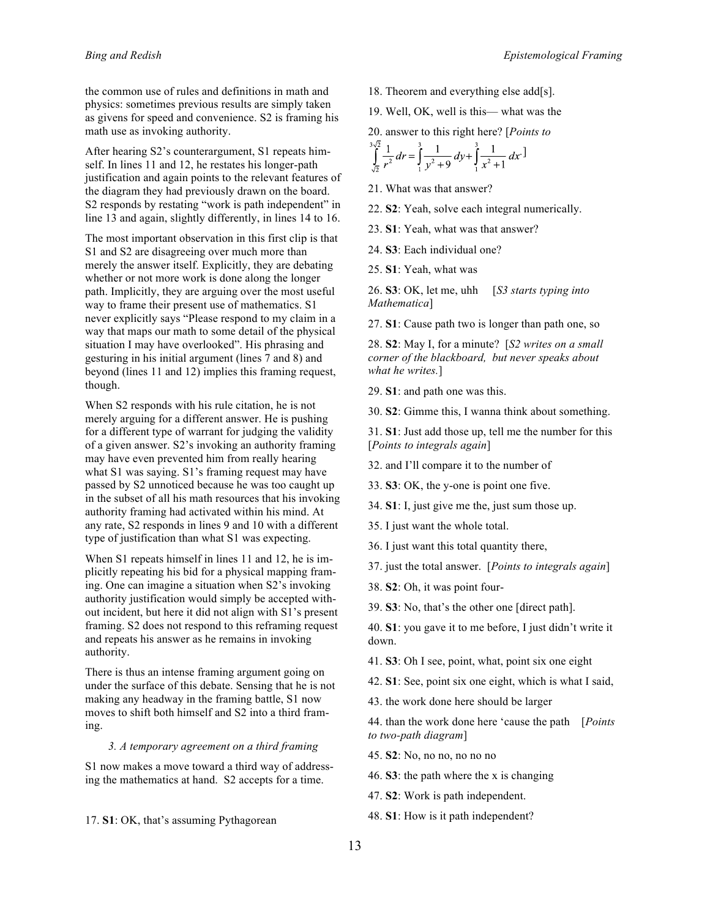the common use of rules and definitions in math and physics: sometimes previous results are simply taken as givens for speed and convenience. S2 is framing his math use as invoking authority.

After hearing S2's counterargument, S1 repeats himself. In lines 11 and 12, he restates his longer-path justification and again points to the relevant features of the diagram they had previously drawn on the board. S2 responds by restating "work is path independent" in line 13 and again, slightly differently, in lines 14 to 16.

The most important observation in this first clip is that S1 and S2 are disagreeing over much more than merely the answer itself. Explicitly, they are debating whether or not more work is done along the longer path. Implicitly, they are arguing over the most useful way to frame their present use of mathematics. S1 never explicitly says "Please respond to my claim in a way that maps our math to some detail of the physical situation I may have overlooked". His phrasing and gesturing in his initial argument (lines 7 and 8) and beyond (lines 11 and 12) implies this framing request, though.

When S2 responds with his rule citation, he is not merely arguing for a different answer. He is pushing for a different type of warrant for judging the validity of a given answer. S2's invoking an authority framing may have even prevented him from really hearing what S1 was saying. S1's framing request may have passed by S2 unnoticed because he was too caught up in the subset of all his math resources that his invoking authority framing had activated within his mind. At any rate, S2 responds in lines 9 and 10 with a different type of justification than what S1 was expecting.

When S1 repeats himself in lines 11 and 12, he is implicitly repeating his bid for a physical mapping framing. One can imagine a situation when S2's invoking authority justification would simply be accepted without incident, but here it did not align with S1's present framing. S2 does not respond to this reframing request and repeats his answer as he remains in invoking authority.

There is thus an intense framing argument going on under the surface of this debate. Sensing that he is not making any headway in the framing battle, S1 now moves to shift both himself and S2 into a third framing.

*3. A temporary agreement on a third framing*

S1 now makes a move toward a third way of addressing the mathematics at hand. S2 accepts for a time.

17. **S1**: OK, that's assuming Pythagorean

18. Theorem and everything else add[s].

19. Well, OK, well is this— what was the

20. answer to this right here? [*Points to* $\int_{\sqrt{2}}^{3\sqrt{2}} \frac{1}{r^2}\,dr = \int_1^3 \frac{1}{y^2+9}\,dy + \int_1^3 \frac{1}{x^2+1}\,dx$.]

21. What was that answer?

22. **S2**: Yeah, solve each integral numerically.

23. **S1**: Yeah, what was that answer?

24. **S3**: Each individual one?

25. **S1**: Yeah, what was

26. **S3**: OK, let me, uhh [*S3 starts typing into Mathematica*]

27. **S1**: Cause path two is longer than path one, so

28. **S2**: May I, for a minute? [*S2 writes on a small corner of the blackboard, but never speaks about what he writes.*]

29. **S1**: and path one was this.

30. **S2**: Gimme this, I wanna think about something.

31. **S1**: Just add those up, tell me the number for this [*Points to integrals again*]

32. and I'll compare it to the number of

33. **S3**: OK, the y-one is point one five.

34. **S1**: I, just give me the, just sum those up.

35. I just want the whole total.

36. I just want this total quantity there,

37. just the total answer. [*Points to integrals again*]

38. **S2**: Oh, it was point four-

39. **S3**: No, that's the other one [direct path].

40. **S1**: you gave it to me before, I just didn't write it down.

41. **S3**: Oh I see, point, what, point six one eight

42. **S1**: See, point six one eight, which is what I said,

43. the work done here should be larger

44. than the work done here 'cause the path [*Points to two-path diagram*]

45. **S2**: No, no no, no no no

46. **S3**: the path where the x is changing

47. **S2**: Work is path independent.

48. **S1**: How is it path independent?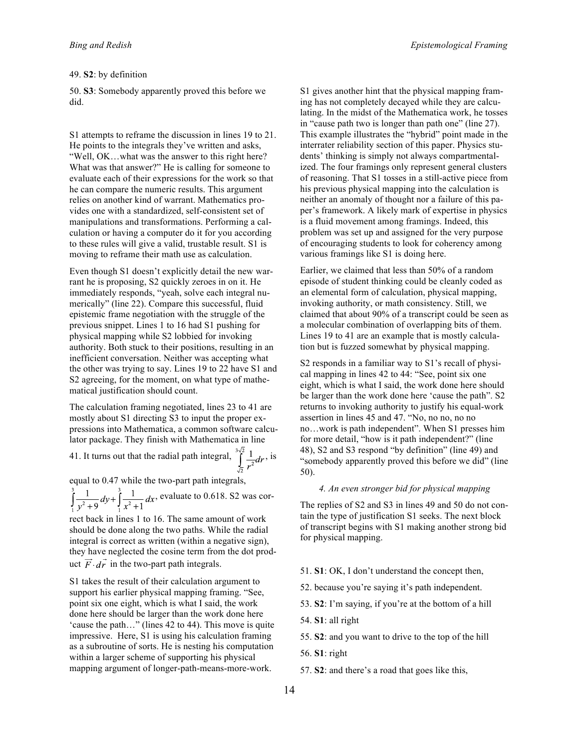49. **S2**: by definition

50. **S3**: Somebody apparently proved this before we did.

S1 attempts to reframe the discussion in lines 19 to 21. He points to the integrals they've written and asks, "Well, OK…what was the answer to this right here? What was that answer?" He is calling for someone to evaluate each of their expressions for the work so that he can compare the numeric results. This argument relies on another kind of warrant. Mathematics provides one with a standardized, self-consistent set of manipulations and transformations. Performing a calculation or having a computer do it for you according to these rules will give a valid, trustable result. S1 is moving to reframe their math use as calculation.

Even though S1 doesn't explicitly detail the new warrant he is proposing, S2 quickly zeroes in on it. He immediately responds, "yeah, solve each integral numerically" (line 22). Compare this successful, fluid epistemic frame negotiation with the struggle of the previous snippet. Lines 1 to 16 had S1 pushing for physical mapping while S2 lobbied for invoking authority. Both stuck to their positions, resulting in an inefficient conversation. Neither was accepting what the other was trying to say. Lines 19 to 22 have S1 and S2 agreeing, for the moment, on what type of mathematical justification should count.

The calculation framing negotiated, lines 23 to 41 are mostly about S1 directing S3 to input the proper expressions into Mathematica, a common software calculator package. They finish with Mathematica in line 41. It turns out that the radial path integral, $\int_{\sqrt{2}}^{3\sqrt{2}} \frac{1}{r^2} dr$, is equal to 0.47 while the two-part path integrals, $\int_1^3 \frac{1}{y^2+9} dy + \int_1^3 \frac{1}{x^2+1} dx$, evaluate to 0.618. S2 was correct back in lines 1 to 16. The same amount of work should be done along the two paths. While the radial integral is correct as written (within a negative sign), they have neglected the cosine term from the dot product $\vec{F} \cdot d\vec{r}$ in the two-part path integrals.

S1 takes the result of their calculation argument to support his earlier physical mapping framing. "See, point six one eight, which is what I said, the work done here should be larger than the work done here 'cause the path…" (lines 42 to 44). This move is quite impressive. Here, S1 is using his calculation framing as a subroutine of sorts. He is nesting his computation within a larger scheme of supporting his physical mapping argument of longer-path-means-more-work.

S1 gives another hint that the physical mapping framing has not completely decayed while they are calculating. In the midst of the Mathematica work, he tosses in "cause path two is longer than path one" (line 27). This example illustrates the "hybrid" point made in the interrater reliability section of this paper. Physics students' thinking is simply not always compartmentalized. The four framings only represent general clusters of reasoning. That S1 tosses in a still-active piece from his previous physical mapping into the calculation is neither an anomaly of thought nor a failure of this paper's framework. A likely mark of expertise in physics is a fluid movement among framings. Indeed, this problem was set up and assigned for the very purpose of encouraging students to look for coherency among various framings like S1 is doing here.

Earlier, we claimed that less than 50% of a random episode of student thinking could be cleanly coded as an elemental form of calculation, physical mapping, invoking authority, or math consistency. Still, we claimed that about 90% of a transcript could be seen as a molecular combination of overlapping bits of them. Lines 19 to 41 are an example that is mostly calculation but is fuzzed somewhat by physical mapping.

S2 responds in a familiar way to S1's recall of physical mapping in lines 42 to 44: "See, point six one eight, which is what I said, the work done here should be larger than the work done here 'cause the path". S2 returns to invoking authority to justify his equal-work assertion in lines 45 and 47. "No, no no, no no no…work is path independent". When S1 presses him for more detail, "how is it path independent?" (line 48), S2 and S3 respond "by definition" (line 49) and "somebody apparently proved this before we did" (line 50).

#### *4. An even stronger bid for physical mapping*

The replies of S2 and S3 in lines 49 and 50 do not contain the type of justification S1 seeks. The next block of transcript begins with S1 making another strong bid for physical mapping.

51. **S1**: OK, I don't understand the concept then,

52. because you're saying it's path independent.

53. **S2**: I'm saying, if you're at the bottom of a hill

54. **S1**: all right

55. **S2**: and you want to drive to the top of the hill

56. **S1**: right

57. **S2**: and there's a road that goes like this,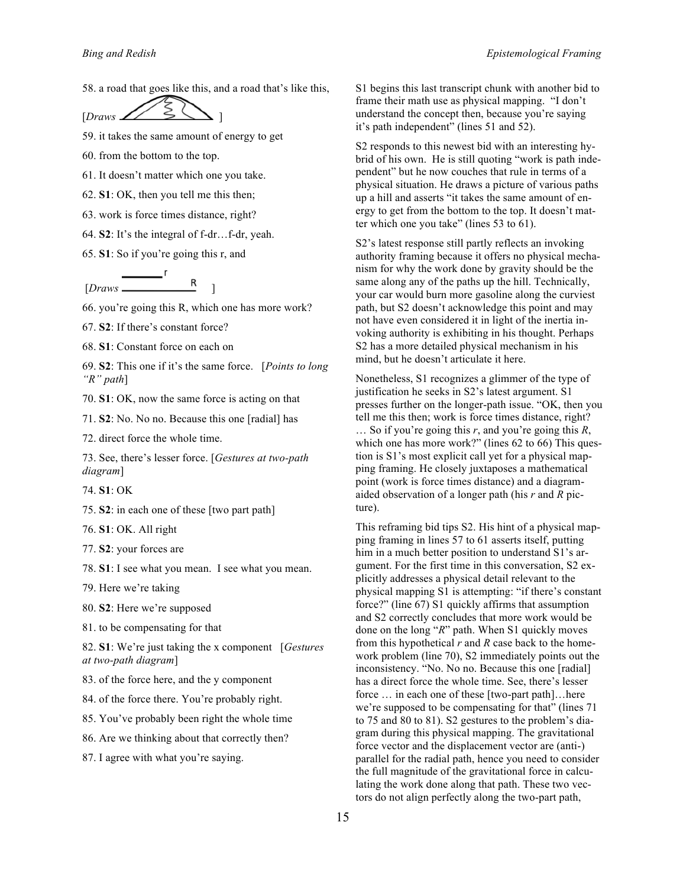58. a road that goes like this, and a road that's like this, [*Draws* ]

59. it takes the same amount of energy to get

60. from the bottom to the top.

61. It doesn't matter which one you take.

62. **S1**: OK, then you tell me this then;

63. work is force times distance, right?

64. **S2**: It's the integral of f-dr…f-dr, yeah.

65. **S1**: So if you're going this r, and

[*Draws* ]

66. you're going this R, which one has more work?

67. **S2**: If there's constant force?

68. **S1**: Constant force on each on

69. **S2**: This one if it's the same force. [*Points to long "R" path*]

70. **S1**: OK, now the same force is acting on that

71. **S2**: No. No no. Because this one [radial] has

72. direct force the whole time.

73. See, there's lesser force. [*Gestures at two-path diagram*]

74. **S1**: OK

75. **S2**: in each one of these [two part path]

76. **S1**: OK. All right

77. **S2**: your forces are

78. **S1**: I see what you mean. I see what you mean.

79. Here we're taking

80. **S2**: Here we're supposed

81. to be compensating for that

82. **S1**: We're just taking the x component [*Gestures at two-path diagram*]

83. of the force here, and the y component

84. of the force there. You're probably right.

85. You've probably been right the whole time

86. Are we thinking about that correctly then?

87. I agree with what you're saying.

S1 begins this last transcript chunk with another bid to frame their math use as physical mapping. "I don't understand the concept then, because you're saying it's path independent" (lines 51 and 52).

S2 responds to this newest bid with an interesting hybrid of his own. He is still quoting "work is path independent" but he now couches that rule in terms of a physical situation. He draws a picture of various paths up a hill and asserts "it takes the same amount of energy to get from the bottom to the top. It doesn't matter which one you take" (lines 53 to 61).

S2's latest response still partly reflects an invoking authority framing because it offers no physical mechanism for why the work done by gravity should be the same along any of the paths up the hill. Technically, your car would burn more gasoline along the curviest path, but S2 doesn't acknowledge this point and may not have even considered it in light of the inertia invoking authority is exhibiting in his thought. Perhaps S2 has a more detailed physical mechanism in his mind, but he doesn't articulate it here.

Nonetheless, S1 recognizes a glimmer of the type of justification he seeks in S2's latest argument. S1 presses further on the longer-path issue. "OK, then you tell me this then; work is force times distance, right? … So if you're going this *r*, and you're going this *R*, which one has more work?" (lines 62 to 66) This question is S1's most explicit call yet for a physical mapping framing. He closely juxtaposes a mathematical point (work is force times distance) and a diagram-aided observation of a longer path (his *r* and *R* picture).

This reframing bid tips S2. His hint of a physical mapping framing in lines 57 to 61 asserts itself, putting him in a much better position to understand S1's argument. For the first time in this conversation, S2 explicitly addresses a physical detail relevant to the physical mapping S1 is attempting: "if there's constant force?" (line 67) S1 quickly affirms that assumption and S2 correctly concludes that more work would be done on the long "*R*" path. When S1 quickly moves from this hypothetical *r* and *R* case back to the homework problem (line 70), S2 immediately points out the inconsistency. "No. No no. Because this one [radial] has a direct force the whole time. See, there's lesser force … in each one of these [two-part path]…here we're supposed to be compensating for that" (lines 71 to 75 and 80 to 81). S2 gestures to the problem's diagram during this physical mapping. The gravitational force vector and the displacement vector are (anti-) parallel for the radial path, hence you need to consider the full magnitude of the gravitational force in calculating the work done along that path. These two vectors do not align perfectly along the two-part path,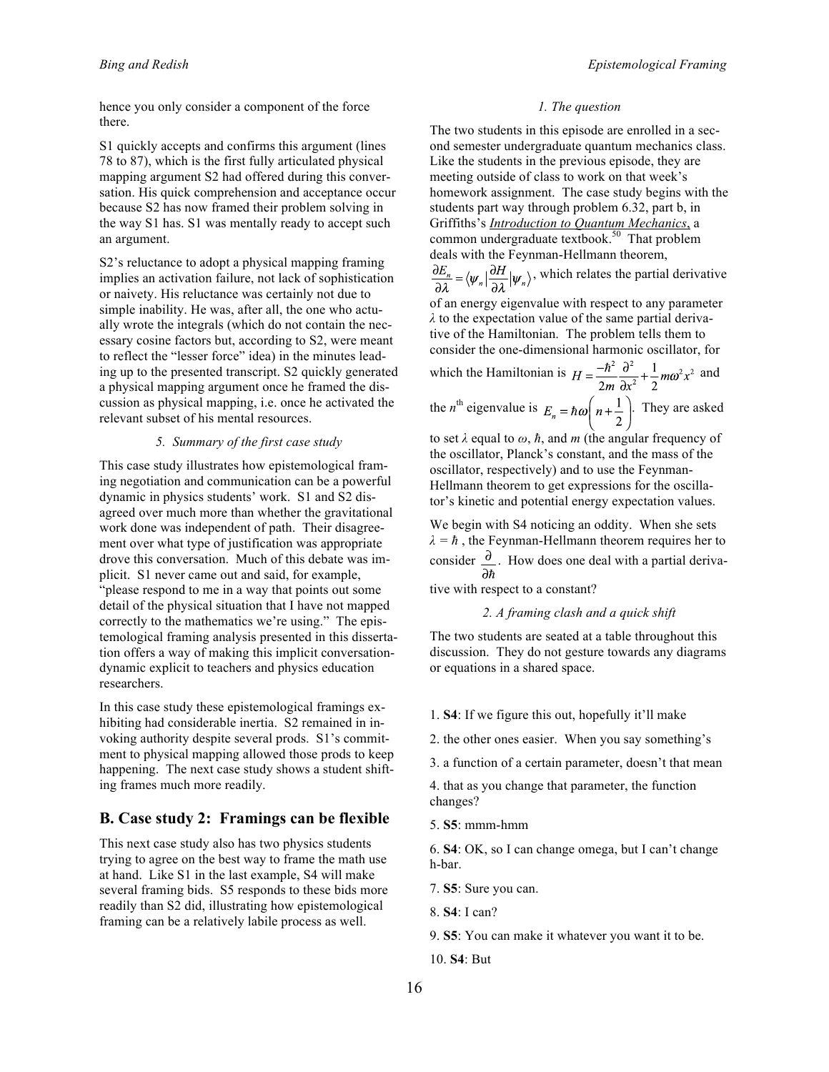hence you only consider a component of the force there.

S1 quickly accepts and confirms this argument (lines 78 to 87), which is the first fully articulated physical mapping argument S2 had offered during this conversation. His quick comprehension and acceptance occur because S2 has now framed their problem solving in the way S1 has. S1 was mentally ready to accept such an argument.

S2's reluctance to adopt a physical mapping framing implies an activation failure, not lack of sophistication or naivety. His reluctance was certainly not due to simple inability. He was, after all, the one who actually wrote the integrals (which do not contain the necessary cosine factors but, according to S2, were meant to reflect the "lesser force" idea) in the minutes leading up to the presented transcript. S2 quickly generated a physical mapping argument once he framed the discussion as physical mapping, i.e. once he activated the relevant subset of his mental resources.

### *5. Summary of the first case study*

This case study illustrates how epistemological framing negotiation and communication can be a powerful dynamic in physics students' work. S1 and S2 disagreed over much more than whether the gravitational work done was independent of path. Their disagreement over what type of justification was appropriate drove this conversation. Much of this debate was implicit. S1 never came out and said, for example, "please respond to me in a way that points out some detail of the physical situation that I have not mapped correctly to the mathematics we're using." The epistemological framing analysis presented in this dissertation offers a way of making this implicit conversation-dynamic explicit to teachers and physics education researchers.

In this case study these epistemological framings exhibiting had considerable inertia. S2 remained in invoking authority despite several prods. S1's commitment to physical mapping allowed those prods to keep happening. The next case study shows a student shifting frames much more readily.

## B. Case study 2: Framings can be flexible

This next case study also has two physics students trying to agree on the best way to frame the math use at hand. Like S1 in the last example, S4 will make several framing bids. S5 responds to these bids more readily than S2 did, illustrating how epistemological framing can be a relatively labile process as well.

### *1. The question*

The two students in this episode are enrolled in a second semester undergraduate quantum mechanics class. Like the students in the previous episode, they are meeting outside of class to work on that week's homework assignment. The case study begins with the students part way through problem 6.32, part b, in Griffiths's *Introduction to Quantum Mechanics*, a common undergraduate textbook.[50] That problem deals with the Feynman-Hellmann theorem, $\frac{\partial E_n}{\partial \lambda} = \langle \psi_n | \frac{\partial H}{\partial \lambda} | \psi_n \rangle$, which relates the partial derivative of an energy eigenvalue with respect to any parameter $\lambda$ to the expectation value of the same partial derivative of the Hamiltonian. The problem tells them to consider the one-dimensional harmonic oscillator, for which the Hamiltonian is $H = \frac{-\hbar^2}{2m}\frac{\partial^2}{\partial x^2} + \frac{1}{2}m\omega^2 x^2$ and the $n^{\text{th}}$ eigenvalue is $E_n = \hbar\omega\left(n + \frac{1}{2}\right)$. They are asked to set $\lambda$ equal to $\omega$, $\hbar$, and $m$ (the angular frequency of the oscillator, Planck's constant, and the mass of the oscillator, respectively) and to use the Feynman-Hellmann theorem to get expressions for the oscillator's kinetic and potential energy expectation values.

We begin with S4 noticing an oddity. When she sets $\lambda = \hbar$, the Feynman-Hellmann theorem requires her to consider $\frac{\partial}{\partial \hbar}$. How does one deal with a partial derivative with respect to a constant?

### *2. A framing clash and a quick shift*

The two students are seated at a table throughout this discussion. They do not gesture towards any diagrams or equations in a shared space.

1. **S4**: If we figure this out, hopefully it'll make
2. the other ones easier. When you say something's
3. a function of a certain parameter, doesn't that mean
4. that as you change that parameter, the function changes?
5. **S5**: mmm-hmm
6. **S4**: OK, so I can change omega, but I can't change h-bar.
7. **S5**: Sure you can.
8. **S4**: I can?
9. **S5**: You can make it whatever you want it to be.
10. **S4**: But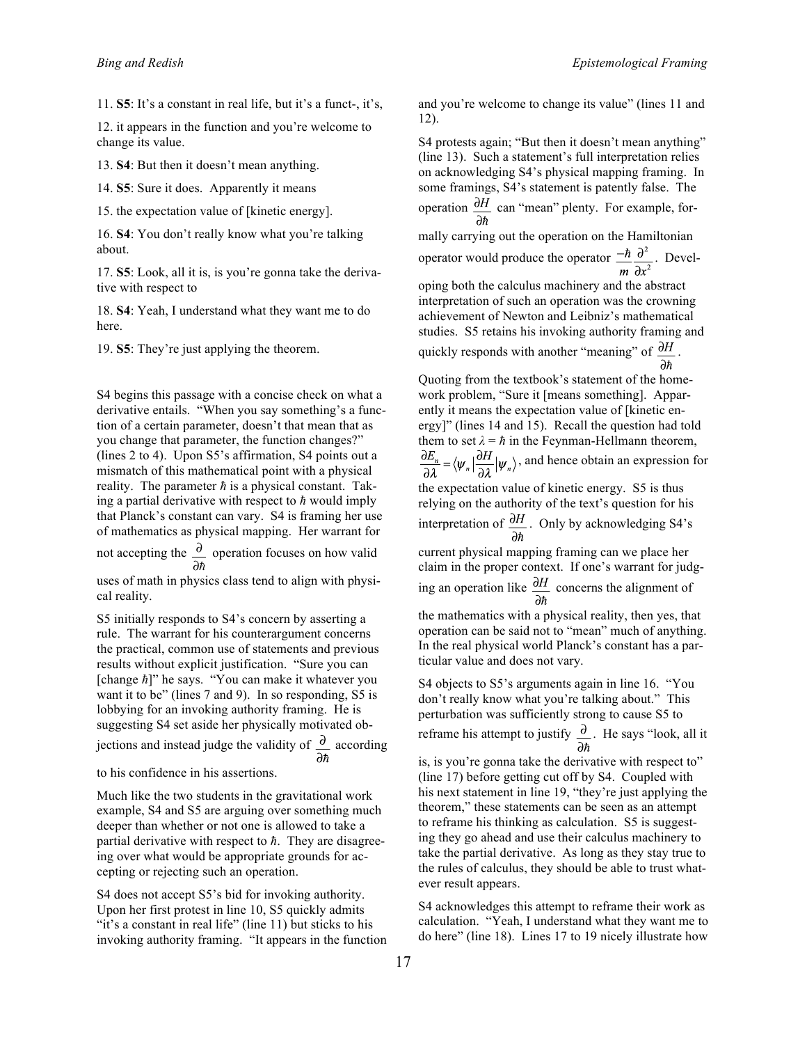11. **S5**: It's a constant in real life, but it's a funct-, it's,

12. it appears in the function and you're welcome to change its value.

13. **S4**: But then it doesn't mean anything.

14. **S5**: Sure it does. Apparently it means

15. the expectation value of [kinetic energy].

16. **S4**: You don't really know what you're talking about.

17. **S5**: Look, all it is, is you're gonna take the derivative with respect to

18. **S4**: Yeah, I understand what they want me to do here.

19. **S5**: They're just applying the theorem.

S4 begins this passage with a concise check on what a derivative entails. "When you say something's a function of a certain parameter, doesn't that mean that as you change that parameter, the function changes?" (lines 2 to 4). Upon S5's affirmation, S4 points out a mismatch of this mathematical point with a physical reality. The parameter $\hbar$ is a physical constant. Taking a partial derivative with respect to $\hbar$ would imply that Planck's constant can vary. S4 is framing her use of mathematics as physical mapping. Her warrant for not accepting the $\frac{\partial}{\partial \hbar}$ operation focuses on how valid uses of math in physics class tend to align with physical reality.

S5 initially responds to S4's concern by asserting a rule. The warrant for his counterargument concerns the practical, common use of statements and previous results without explicit justification. "Sure you can [change $\hbar$]" he says. "You can make it whatever you want it to be" (lines 7 and 9). In so responding, S5 is lobbying for an invoking authority framing. He is suggesting S4 set aside her physically motivated objections and instead judge the validity of $\frac{\partial}{\partial \hbar}$ according to his confidence in his assertions.

Much like the two students in the gravitational work example, S4 and S5 are arguing over something much deeper than whether or not one is allowed to take a partial derivative with respect to $\hbar$. They are disagreeing over what would be appropriate grounds for accepting or rejecting such an operation.

S4 does not accept S5's bid for invoking authority. Upon her first protest in line 10, S5 quickly admits "it's a constant in real life" (line 11) but sticks to his invoking authority framing. "It appears in the function and you're welcome to change its value" (lines 11 and 12).

S4 protests again; "But then it doesn't mean anything" (line 13). Such a statement's full interpretation relies on acknowledging S4's physical mapping framing. In some framings, S4's statement is patently false. The operation $\frac{\partial H}{\partial \hbar}$ can "mean" plenty. For example, formally carrying out the operation on the Hamiltonian operator would produce the operator $\frac{-\hbar}{m}\frac{\partial^2}{\partial x^2}$. Developing both the calculus machinery and the abstract interpretation of such an operation was the crowning achievement of Newton and Leibniz's mathematical studies. S5 retains his invoking authority framing and quickly responds with another "meaning" of $\frac{\partial H}{\partial \hbar}$. Quoting from the textbook's statement of the homework problem, "Sure it [means something]. Apparently it means the expectation value of [kinetic energy]" (lines 14 and 15). Recall the question had told them to set $\lambda = \hbar$ in the Feynman-Hellmann theorem, $\frac{\partial E_n}{\partial \lambda} = \langle \psi_n | \frac{\partial H}{\partial \lambda} | \psi_n \rangle$, and hence obtain an expression for the expectation value of kinetic energy. S5 is thus relying on the authority of the text's question for his interpretation of $\frac{\partial H}{\partial \hbar}$. Only by acknowledging S4's current physical mapping framing can we place her claim in the proper context. If one's warrant for judging an operation like $\frac{\partial H}{\partial \hbar}$ concerns the alignment of the mathematics with a physical reality, then yes, that operation can be said not to "mean" much of anything. In the real physical world Planck's constant has a particular value and does not vary.

S4 objects to S5's arguments again in line 16. "You don't really know what you're talking about." This perturbation was sufficiently strong to cause S5 to reframe his attempt to justify $\frac{\partial}{\partial \hbar}$. He says "look, all it is, is you're gonna take the derivative with respect to" (line 17) before getting cut off by S4. Coupled with his next statement in line 19, "they're just applying the theorem," these statements can be seen as an attempt to reframe his thinking as calculation. S5 is suggesting they go ahead and use their calculus machinery to take the partial derivative. As long as they stay true to the rules of calculus, they should be able to trust whatever result appears.

S4 acknowledges this attempt to reframe their work as calculation. "Yeah, I understand what they want me to do here" (line 18). Lines 17 to 19 nicely illustrate how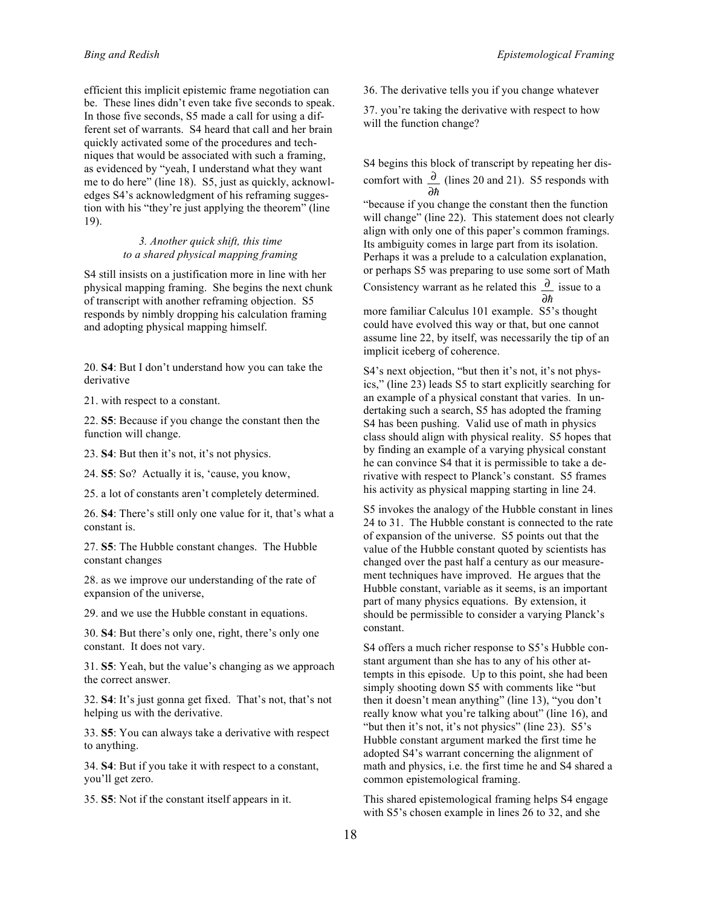efficient this implicit epistemic frame negotiation can be. These lines didn't even take five seconds to speak. In those five seconds, S5 made a call for using a different set of warrants. S4 heard that call and her brain quickly activated some of the procedures and techniques that would be associated with such a framing, as evidenced by "yeah, I understand what they want me to do here" (line 18). S5, just as quickly, acknowledges S4's acknowledgment of his reframing suggestion with his "they're just applying the theorem" (line 19).

### *3. Another quick shift, this time to a shared physical mapping framing*

S4 still insists on a justification more in line with her physical mapping framing. She begins the next chunk of transcript with another reframing objection. S5 responds by nimbly dropping his calculation framing and adopting physical mapping himself.

20. **S4**: But I don't understand how you can take the derivative

21. with respect to a constant.

22. **S5**: Because if you change the constant then the function will change.

23. **S4**: But then it's not, it's not physics.

24. **S5**: So? Actually it is, 'cause, you know,

25. a lot of constants aren't completely determined.

26. **S4**: There's still only one value for it, that's what a constant is.

27. **S5**: The Hubble constant changes. The Hubble constant changes

28. as we improve our understanding of the rate of expansion of the universe,

29. and we use the Hubble constant in equations.

30. **S4**: But there's only one, right, there's only one constant. It does not vary.

31. **S5**: Yeah, but the value's changing as we approach the correct answer.

32. **S4**: It's just gonna get fixed. That's not, that's not helping us with the derivative.

33. **S5**: You can always take a derivative with respect to anything.

34. **S4**: But if you take it with respect to a constant, you'll get zero.

35. **S5**: Not if the constant itself appears in it.

36. The derivative tells you if you change whatever

37. you're taking the derivative with respect to how will the function change?

S4 begins this block of transcript by repeating her discomfort with $\frac{\partial}{\partial\hbar}$ (lines 20 and 21). S5 responds with "because if you change the constant then the function will change" (line 22). This statement does not clearly align with only one of this paper's common framings. Its ambiguity comes in large part from its isolation. Perhaps it was a prelude to a calculation explanation, or perhaps S5 was preparing to use some sort of Math Consistency warrant as he related this $\frac{\partial}{\partial\hbar}$ issue to a more familiar Calculus 101 example. S5's thought could have evolved this way or that, but one cannot assume line 22, by itself, was necessarily the tip of an implicit iceberg of coherence.

S4's next objection, "but then it's not, it's not physics," (line 23) leads S5 to start explicitly searching for an example of a physical constant that varies. In undertaking such a search, S5 has adopted the framing S4 has been pushing. Valid use of math in physics class should align with physical reality. S5 hopes that by finding an example of a varying physical constant he can convince S4 that it is permissible to take a derivative with respect to Planck's constant. S5 frames his activity as physical mapping starting in line 24.

S5 invokes the analogy of the Hubble constant in lines 24 to 31. The Hubble constant is connected to the rate of expansion of the universe. S5 points out that the value of the Hubble constant quoted by scientists has changed over the past half a century as our measurement techniques have improved. He argues that the Hubble constant, variable as it seems, is an important part of many physics equations. By extension, it should be permissible to consider a varying Planck's constant.

S4 offers a much richer response to S5's Hubble constant argument than she has to any of his other attempts in this episode. Up to this point, she had been simply shooting down S5 with comments like "but then it doesn't mean anything" (line 13), "you don't really know what you're talking about" (line 16), and "but then it's not, it's not physics" (line 23). S5's Hubble constant argument marked the first time he adopted S4's warrant concerning the alignment of math and physics, i.e. the first time he and S4 shared a common epistemological framing.

This shared epistemological framing helps S4 engage with S5's chosen example in lines 26 to 32, and she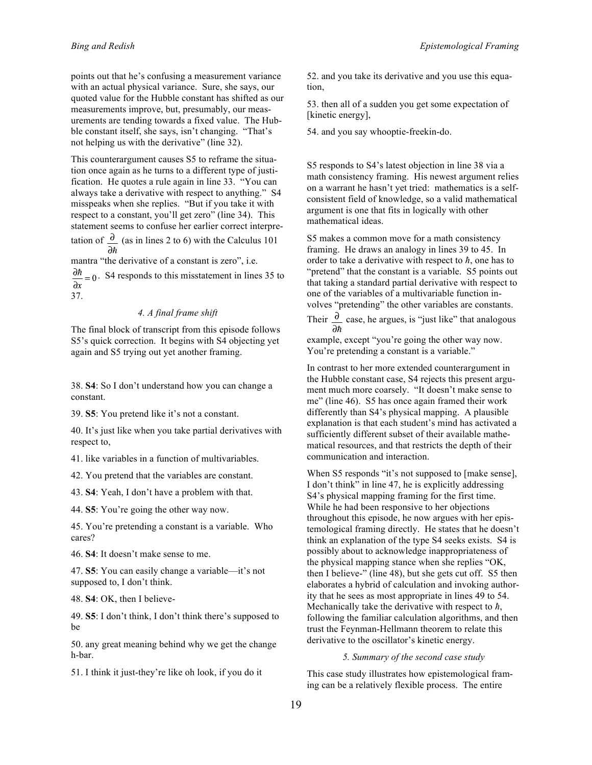points out that he's confusing a measurement variance with an actual physical variance. Sure, she says, our quoted value for the Hubble constant has shifted as our measurements improve, but, presumably, our measurements are tending towards a fixed value. The Hubble constant itself, she says, isn't changing. "That's not helping us with the derivative" (line 32).

This counterargument causes S5 to reframe the situation once again as he turns to a different type of justification. He quotes a rule again in line 33. "You can always take a derivative with respect to anything." S4 misspeaks when she replies. "But if you take it with respect to a constant, you'll get zero" (line 34). This statement seems to confuse her earlier correct interpretation of $\frac{\partial}{\partial \hbar}$ (as in lines 2 to 6) with the Calculus 101 mantra "the derivative of a constant is zero", i.e. $\frac{\partial \hbar}{\partial x} = 0$. S4 responds to this misstatement in lines 35 to 37.

*4. A final frame shift*

The final block of transcript from this episode follows S5's quick correction. It begins with S4 objecting yet again and S5 trying out yet another framing.

38. **S4**: So I don't understand how you can change a constant.

39. **S5**: You pretend like it's not a constant.

40. It's just like when you take partial derivatives with respect to,

41. like variables in a function of multivariables.

42. You pretend that the variables are constant.

43. **S4**: Yeah, I don't have a problem with that.

44. **S5**: You're going the other way now.

45. You're pretending a constant is a variable. Who cares?

46. **S4**: It doesn't make sense to me.

47. **S5**: You can easily change a variable—it's not supposed to, I don't think.

48. **S4**: OK, then I believe-

49. **S5**: I don't think, I don't think there's supposed to be

50. any great meaning behind why we get the change h-bar.

51. I think it just-they're like oh look, if you do it

52. and you take its derivative and you use this equation,

53. then all of a sudden you get some expectation of [kinetic energy],

54. and you say whooptie-freekin-do.

S5 responds to S4's latest objection in line 38 via a math consistency framing. His newest argument relies on a warrant he hasn't yet tried: mathematics is a self-consistent field of knowledge, so a valid mathematical argument is one that fits in logically with other mathematical ideas.

S5 makes a common move for a math consistency framing. He draws an analogy in lines 39 to 45. In order to take a derivative with respect to $\hbar$, one has to "pretend" that the constant is a variable. S5 points out that taking a standard partial derivative with respect to one of the variables of a multivariable function involves "pretending" the other variables are constants. Their $\frac{\partial}{\partial \hbar}$ case, he argues, is "just like" that analogous example, except "you're going the other way now. You're pretending a constant is a variable."

In contrast to her more extended counterargument in the Hubble constant case, S4 rejects this present argument much more coarsely. "It doesn't make sense to me" (line 46). S5 has once again framed their work differently than S4's physical mapping. A plausible explanation is that each student's mind has activated a sufficiently different subset of their available mathematical resources, and that restricts the depth of their communication and interaction.

When S5 responds "it's not supposed to [make sense], I don't think" in line 47, he is explicitly addressing S4's physical mapping framing for the first time. While he had been responsive to her objections throughout this episode, he now argues with her epistemological framing directly. He states that he doesn't think an explanation of the type S4 seeks exists. S4 is possibly about to acknowledge inappropriateness of the physical mapping stance when she replies "OK, then I believe-" (line 48), but she gets cut off. S5 then elaborates a hybrid of calculation and invoking authority that he sees as most appropriate in lines 49 to 54. Mechanically take the derivative with respect to $\hbar$, following the familiar calculation algorithms, and then trust the Feynman-Hellmann theorem to relate this derivative to the oscillator's kinetic energy.

*5. Summary of the second case study*

This case study illustrates how epistemological framing can be a relatively flexible process. The entire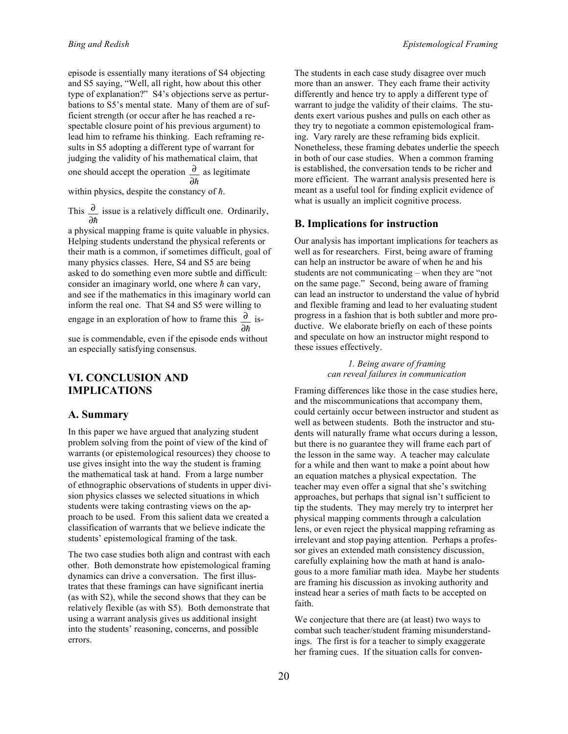episode is essentially many iterations of S4 objecting and S5 saying, "Well, all right, how about this other type of explanation?" S4's objections serve as perturbations to S5's mental state. Many of them are of sufficient strength (or occur after he has reached a respectable closure point of his previous argument) to lead him to reframe his thinking. Each reframing results in S5 adopting a different type of warrant for judging the validity of his mathematical claim, that one should accept the operation $\frac{\partial}{\partial \hbar}$ as legitimate within physics, despite the constancy of $\hbar$.

This $\frac{\partial}{\partial \hbar}$ issue is a relatively difficult one. Ordinarily, a physical mapping frame is quite valuable in physics. Helping students understand the physical referents or their math is a common, if sometimes difficult, goal of many physics classes. Here, S4 and S5 are being asked to do something even more subtle and difficult: consider an imaginary world, one where $\hbar$ can vary, and see if the mathematics in this imaginary world can inform the real one. That S4 and S5 were willing to engage in an exploration of how to frame this $\frac{\partial}{\partial \hbar}$ issue is commendable, even if the episode ends without an especially satisfying consensus.

## VI. CONCLUSION AND IMPLICATIONS

### A. Summary

In this paper we have argued that analyzing student problem solving from the point of view of the kind of warrants (or epistemological resources) they choose to use gives insight into the way the student is framing the mathematical task at hand. From a large number of ethnographic observations of students in upper division physics classes we selected situations in which students were taking contrasting views on the approach to be used. From this salient data we created a classification of warrants that we believe indicate the students' epistemological framing of the task.

The two case studies both align and contrast with each other. Both demonstrate how epistemological framing dynamics can drive a conversation. The first illustrates that these framings can have significant inertia (as with S2), while the second shows that they can be relatively flexible (as with S5). Both demonstrate that using a warrant analysis gives us additional insight into the students' reasoning, concerns, and possible errors.

The students in each case study disagree over much more than an answer. They each frame their activity differently and hence try to apply a different type of warrant to judge the validity of their claims. The students exert various pushes and pulls on each other as they try to negotiate a common epistemological framing. Vary rarely are these reframing bids explicit. Nonetheless, these framing debates underlie the speech in both of our case studies. When a common framing is established, the conversation tends to be richer and more efficient. The warrant analysis presented here is meant as a useful tool for finding explicit evidence of what is usually an implicit cognitive process.

### B. Implications for instruction

Our analysis has important implications for teachers as well as for researchers. First, being aware of framing can help an instructor be aware of when he and his students are not communicating – when they are "not on the same page." Second, being aware of framing can lead an instructor to understand the value of hybrid and flexible framing and lead to her evaluating student progress in a fashion that is both subtler and more productive. We elaborate briefly on each of these points and speculate on how an instructor might respond to these issues effectively.

#### *1. Being aware of framing can reveal failures in communication*

Framing differences like those in the case studies here, and the miscommunications that accompany them, could certainly occur between instructor and student as well as between students. Both the instructor and students will naturally frame what occurs during a lesson, but there is no guarantee they will frame each part of the lesson in the same way. A teacher may calculate for a while and then want to make a point about how an equation matches a physical expectation. The teacher may even offer a signal that she's switching approaches, but perhaps that signal isn't sufficient to tip the students. They may merely try to interpret her physical mapping comments through a calculation lens, or even reject the physical mapping reframing as irrelevant and stop paying attention. Perhaps a professor gives an extended math consistency discussion, carefully explaining how the math at hand is analogous to a more familiar math idea. Maybe her students are framing his discussion as invoking authority and instead hear a series of math facts to be accepted on faith.

We conjecture that there are (at least) two ways to combat such teacher/student framing misunderstandings. The first is for a teacher to simply exaggerate her framing cues. If the situation calls for conven-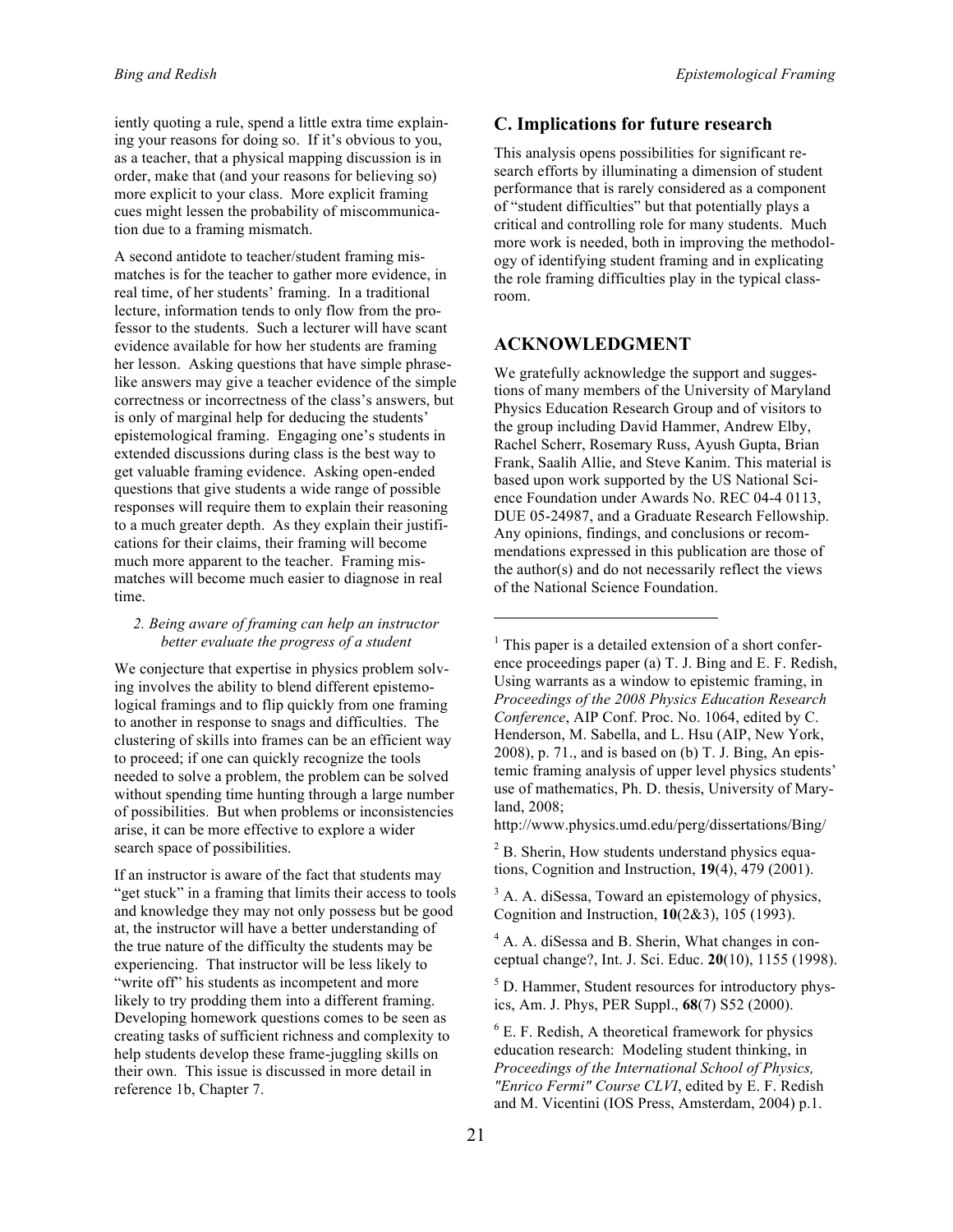iently quoting a rule, spend a little extra time explaining your reasons for doing so. If it's obvious to you, as a teacher, that a physical mapping discussion is in order, make that (and your reasons for believing so) more explicit to your class. More explicit framing cues might lessen the probability of miscommunication due to a framing mismatch.

A second antidote to teacher/student framing mismatches is for the teacher to gather more evidence, in real time, of her students' framing. In a traditional lecture, information tends to only flow from the professor to the students. Such a lecturer will have scant evidence available for how her students are framing her lesson. Asking questions that have simple phrase-like answers may give a teacher evidence of the simple correctness or incorrectness of the class's answers, but is only of marginal help for deducing the students' epistemological framing. Engaging one's students in extended discussions during class is the best way to get valuable framing evidence. Asking open-ended questions that give students a wide range of possible responses will require them to explain their reasoning to a much greater depth. As they explain their justifications for their claims, their framing will become much more apparent to the teacher. Framing mismatches will become much easier to diagnose in real time.

#### *2. Being aware of framing can help an instructor better evaluate the progress of a student*

We conjecture that expertise in physics problem solving involves the ability to blend different epistemological framings and to flip quickly from one framing to another in response to snags and difficulties. The clustering of skills into frames can be an efficient way to proceed; if one can quickly recognize the tools needed to solve a problem, the problem can be solved without spending time hunting through a large number of possibilities. But when problems or inconsistencies arise, it can be more effective to explore a wider search space of possibilities.

If an instructor is aware of the fact that students may "get stuck" in a framing that limits their access to tools and knowledge they may not only possess but be good at, the instructor will have a better understanding of the true nature of the difficulty the students may be experiencing. That instructor will be less likely to "write off" his students as incompetent and more likely to try prodding them into a different framing. Developing homework questions comes to be seen as creating tasks of sufficient richness and complexity to help students develop these frame-juggling skills on their own. This issue is discussed in more detail in reference 1b, Chapter 7.

## C. Implications for future research

This analysis opens possibilities for significant research efforts by illuminating a dimension of student performance that is rarely considered as a component of "student difficulties" but that potentially plays a critical and controlling role for many students. Much more work is needed, both in improving the methodology of identifying student framing and in explicating the role framing difficulties play in the typical classroom.

## ACKNOWLEDGMENT

We gratefully acknowledge the support and suggestions of many members of the University of Maryland Physics Education Research Group and of visitors to the group including David Hammer, Andrew Elby, Rachel Scherr, Rosemary Russ, Ayush Gupta, Brian Frank, Saalih Allie, and Steve Kanim. This material is based upon work supported by the US National Science Foundation under Awards No. REC 04-4 0113, DUE 05-24987, and a Graduate Research Fellowship. Any opinions, findings, and conclusions or recommendations expressed in this publication are those of the author(s) and do not necessarily reflect the views of the National Science Foundation.

---

[1] This paper is a detailed extension of a short conference proceedings paper (a) T. J. Bing and E. F. Redish, Using warrants as a window to epistemic framing, in *Proceedings of the 2008 Physics Education Research Conference*, AIP Conf. Proc. No. 1064, edited by C. Henderson, M. Sabella, and L. Hsu (AIP, New York, 2008), p. 71., and is based on (b) T. J. Bing, An epistemic framing analysis of upper level physics students' use of mathematics, Ph. D. thesis, University of Maryland, 2008; http://www.physics.umd.edu/perg/dissertations/Bing/

[2] B. Sherin, How students understand physics equations, Cognition and Instruction, **19**(4), 479 (2001).

[3] A. A. diSessa, Toward an epistemology of physics, Cognition and Instruction, **10**(2&3), 105 (1993).

[4] A. A. diSessa and B. Sherin, What changes in conceptual change?, Int. J. Sci. Educ. **20**(10), 1155 (1998).

[5] D. Hammer, Student resources for introductory physics, Am. J. Phys, PER Suppl., **68**(7) S52 (2000).

[6] E. F. Redish, A theoretical framework for physics education research: Modeling student thinking, in *Proceedings of the International School of Physics, "Enrico Fermi" Course CLVI*, edited by E. F. Redish and M. Vicentini (IOS Press, Amsterdam, 2004) p.1.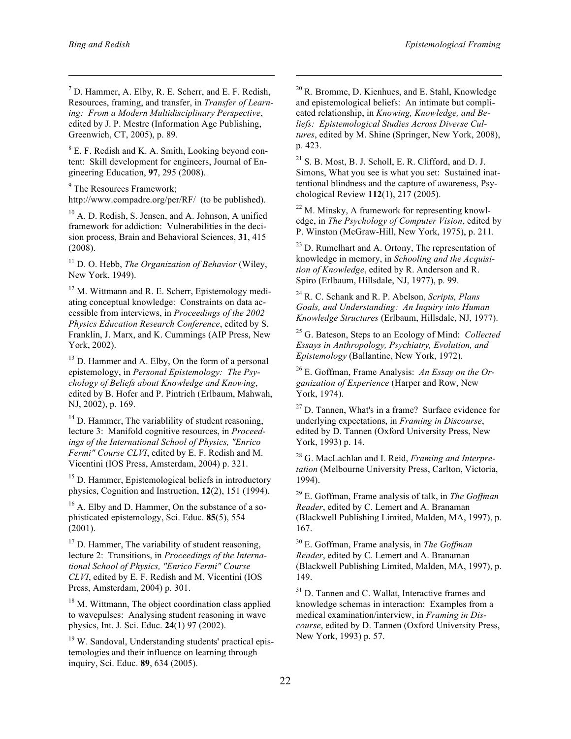[7] D. Hammer, A. Elby, R. E. Scherr, and E. F. Redish, Resources, framing, and transfer, in *Transfer of Learning: From a Modern Multidisciplinary Perspective*, edited by J. P. Mestre (Information Age Publishing, Greenwich, CT, 2005), p. 89.

[8] E. F. Redish and K. A. Smith, Looking beyond content: Skill development for engineers, Journal of Engineering Education, **97**, 295 (2008).

[9] The Resources Framework; http://www.compadre.org/per/RF/ (to be published).

[10] A. D. Redish, S. Jensen, and A. Johnson, A unified framework for addiction: Vulnerabilities in the decision process, Brain and Behavioral Sciences, **31**, 415 (2008).

[11] D. O. Hebb, *The Organization of Behavior* (Wiley, New York, 1949).

[12] M. Wittmann and R. E. Scherr, Epistemology mediating conceptual knowledge: Constraints on data accessible from interviews, in *Proceedings of the 2002 Physics Education Research Conference*, edited by S. Franklin, J. Marx, and K. Cummings (AIP Press, New York, 2002).

[13] D. Hammer and A. Elby, On the form of a personal epistemology, in *Personal Epistemology: The Psychology of Beliefs about Knowledge and Knowing*, edited by B. Hofer and P. Pintrich (Erlbaum, Mahwah, NJ, 2002), p. 169.

[14] D. Hammer, The variablility of student reasoning, lecture 3: Manifold cognitive resources, in *Proceedings of the International School of Physics, "Enrico Fermi" Course CLVI*, edited by E. F. Redish and M. Vicentini (IOS Press, Amsterdam, 2004) p. 321.

[15] D. Hammer, Epistemological beliefs in introductory physics, Cognition and Instruction, **12**(2), 151 (1994).

[16] A. Elby and D. Hammer, On the substance of a sophisticated epistemology, Sci. Educ. **85**(5), 554 (2001).

[17] D. Hammer, The variability of student reasoning, lecture 2: Transitions, in *Proceedings of the International School of Physics, "Enrico Fermi" Course CLVI*, edited by E. F. Redish and M. Vicentini (IOS Press, Amsterdam, 2004) p. 301.

[18] M. Wittmann, The object coordination class applied to wavepulses: Analysing student reasoning in wave physics, Int. J. Sci. Educ. **24**(1) 97 (2002).

[19] W. Sandoval, Understanding students' practical epistemologies and their influence on learning through inquiry, Sci. Educ. **89**, 634 (2005).

[20] R. Bromme, D. Kienhues, and E. Stahl, Knowledge and epistemological beliefs: An intimate but complicated relationship, in *Knowing, Knowledge, and Beliefs: Epistemological Studies Across Diverse Cultures*, edited by M. Shine (Springer, New York, 2008), p. 423.

[21] S. B. Most, B. J. Scholl, E. R. Clifford, and D. J. Simons, What you see is what you set: Sustained inattentional blindness and the capture of awareness, Psychological Review **112**(1), 217 (2005).

[22] M. Minsky, A framework for representing knowledge, in *The Psychology of Computer Vision*, edited by P. Winston (McGraw-Hill, New York, 1975), p. 211.

[23] D. Rumelhart and A. Ortony, The representation of knowledge in memory, in *Schooling and the Acquisition of Knowledge*, edited by R. Anderson and R. Spiro (Erlbaum, Hillsdale, NJ, 1977), p. 99.

[24] R. C. Schank and R. P. Abelson, *Scripts, Plans Goals, and Understanding: An Inquiry into Human Knowledge Structures* (Erlbaum, Hillsdale, NJ, 1977).

[25] G. Bateson, Steps to an Ecology of Mind: *Collected Essays in Anthropology, Psychiatry, Evolution, and Epistemology* (Ballantine, New York, 1972).

[26] E. Goffman, Frame Analysis: *An Essay on the Organization of Experience* (Harper and Row, New York, 1974).

[27] D. Tannen, What's in a frame? Surface evidence for underlying expectations, in *Framing in Discourse*, edited by D. Tannen (Oxford University Press, New York, 1993) p. 14.

[28] G. MacLachlan and I. Reid, *Framing and Interpretation* (Melbourne University Press, Carlton, Victoria, 1994).

[29] E. Goffman, Frame analysis of talk, in *The Goffman Reader*, edited by C. Lemert and A. Branaman (Blackwell Publishing Limited, Malden, MA, 1997), p. 167.

[30] E. Goffman, Frame analysis, in *The Goffman Reader*, edited by C. Lemert and A. Branaman (Blackwell Publishing Limited, Malden, MA, 1997), p. 149.

[31] D. Tannen and C. Wallat, Interactive frames and knowledge schemas in interaction: Examples from a medical examination/interview, in *Framing in Discourse*, edited by D. Tannen (Oxford University Press, New York, 1993) p. 57.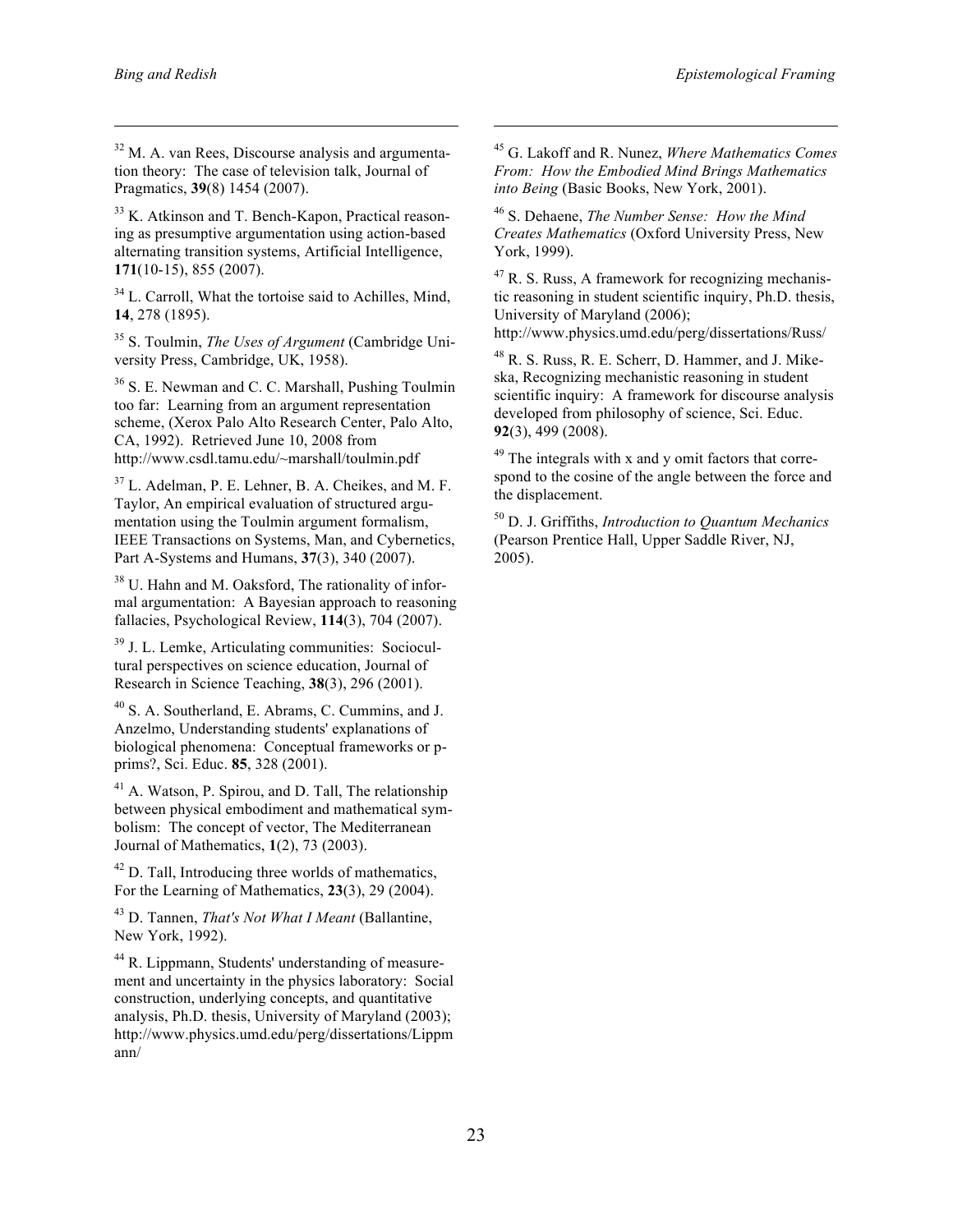[32] M. A. van Rees, Discourse analysis and argumentation theory: The case of television talk, Journal of Pragmatics, **39**(8) 1454 (2007).

[33] K. Atkinson and T. Bench-Kapon, Practical reasoning as presumptive argumentation using action-based alternating transition systems, Artificial Intelligence, **171**(10-15), 855 (2007).

[34] L. Carroll, What the tortoise said to Achilles, Mind, **14**, 278 (1895).

[35] S. Toulmin, *The Uses of Argument* (Cambridge University Press, Cambridge, UK, 1958).

[36] S. E. Newman and C. C. Marshall, Pushing Toulmin too far: Learning from an argument representation scheme, (Xerox Palo Alto Research Center, Palo Alto, CA, 1992). Retrieved June 10, 2008 from http://www.csdl.tamu.edu/~marshall/toulmin.pdf

[37] L. Adelman, P. E. Lehner, B. A. Cheikes, and M. F. Taylor, An empirical evaluation of structured argumentation using the Toulmin argument formalism, IEEE Transactions on Systems, Man, and Cybernetics, Part A-Systems and Humans, **37**(3), 340 (2007).

[38] U. Hahn and M. Oaksford, The rationality of informal argumentation: A Bayesian approach to reasoning fallacies, Psychological Review, **114**(3), 704 (2007).

[39] J. L. Lemke, Articulating communities: Sociocultural perspectives on science education, Journal of Research in Science Teaching, **38**(3), 296 (2001).

[40] S. A. Southerland, E. Abrams, C. Cummins, and J. Anzelmo, Understanding students' explanations of biological phenomena: Conceptual frameworks or p-prims?, Sci. Educ. **85**, 328 (2001).

[41] A. Watson, P. Spirou, and D. Tall, The relationship between physical embodiment and mathematical symbolism: The concept of vector, The Mediterranean Journal of Mathematics, **1**(2), 73 (2003).

[42] D. Tall, Introducing three worlds of mathematics, For the Learning of Mathematics, **23**(3), 29 (2004).

[43] D. Tannen, *That's Not What I Meant* (Ballantine, New York, 1992).

[44] R. Lippmann, Students' understanding of measurement and uncertainty in the physics laboratory: Social construction, underlying concepts, and quantitative analysis, Ph.D. thesis, University of Maryland (2003); http://www.physics.umd.edu/perg/dissertations/Lippmann/

[45] G. Lakoff and R. Nunez, *Where Mathematics Comes From: How the Embodied Mind Brings Mathematics into Being* (Basic Books, New York, 2001).

[46] S. Dehaene, *The Number Sense: How the Mind Creates Mathematics* (Oxford University Press, New York, 1999).

[47] R. S. Russ, A framework for recognizing mechanistic reasoning in student scientific inquiry, Ph.D. thesis, University of Maryland (2006); http://www.physics.umd.edu/perg/dissertations/Russ/

[48] R. S. Russ, R. E. Scherr, D. Hammer, and J. Mikeska, Recognizing mechanistic reasoning in student scientific inquiry: A framework for discourse analysis developed from philosophy of science, Sci. Educ. **92**(3), 499 (2008).

[49] The integrals with x and y omit factors that correspond to the cosine of the angle between the force and the displacement.

[50] D. J. Griffiths, *Introduction to Quantum Mechanics* (Pearson Prentice Hall, Upper Saddle River, NJ, 2005).